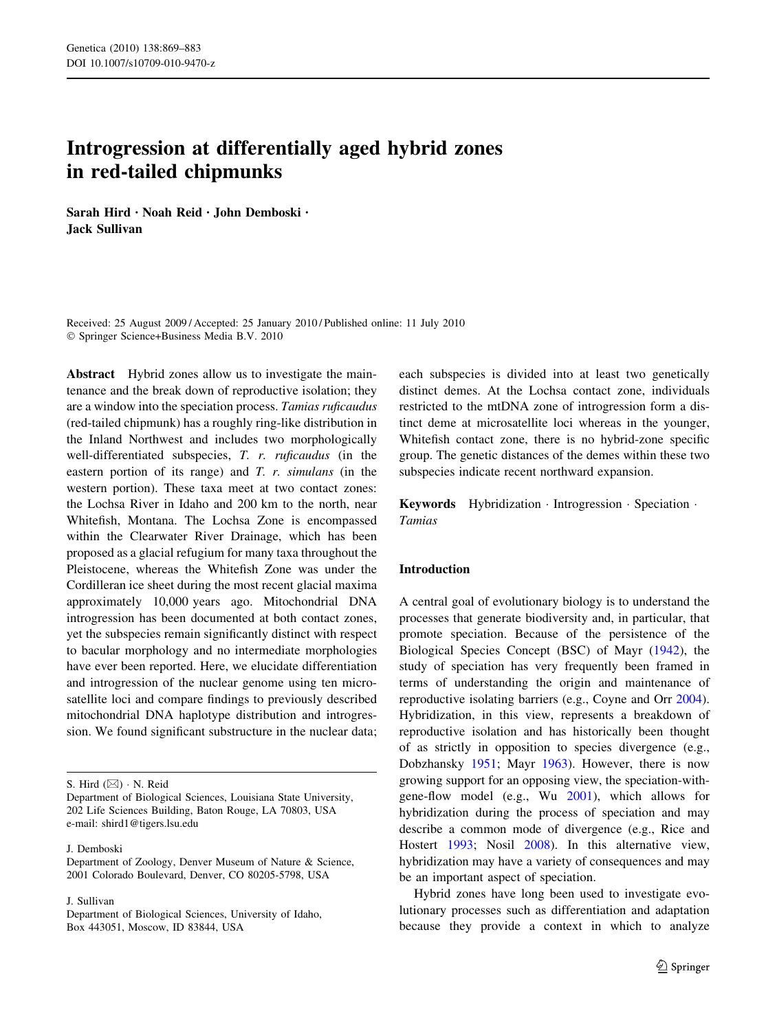# Introgression at differentially aged hybrid zones in red-tailed chipmunks

**Sarah Hird · Noah Reid · John Demboski · Jack Sullivan**

Received: 25 August 2009 / Accepted: 25 January 2010 / Published online: 11 July 2010
© Springer Science+Business Media B.V. 2010

**Abstract** Hybrid zones allow us to investigate the maintenance and the break down of reproductive isolation; they are a window into the speciation process. *Tamias ruficaudus* (red-tailed chipmunk) has a roughly ring-like distribution in the Inland Northwest and includes two morphologically well-differentiated subspecies, *T. r. ruficaudus* (in the eastern portion of its range) and *T. r. simulans* (in the western portion). These taxa meet at two contact zones: the Lochsa River in Idaho and 200 km to the north, near Whitefish, Montana. The Lochsa Zone is encompassed within the Clearwater River Drainage, which has been proposed as a glacial refugium for many taxa throughout the Pleistocene, whereas the Whitefish Zone was under the Cordilleran ice sheet during the most recent glacial maxima approximately 10,000 years ago. Mitochondrial DNA introgression has been documented at both contact zones, yet the subspecies remain significantly distinct with respect to bacular morphology and no intermediate morphologies have ever been reported. Here, we elucidate differentiation and introgression of the nuclear genome using ten microsatellite loci and compare findings to previously described mitochondrial DNA haplotype distribution and introgression. We found significant substructure in the nuclear data; each subspecies is divided into at least two genetically distinct demes. At the Lochsa contact zone, individuals restricted to the mtDNA zone of introgression form a distinct deme at microsatellite loci whereas in the younger, Whitefish contact zone, there is no hybrid-zone specific group. The genetic distances of the demes within these two subspecies indicate recent northward expansion.

**Keywords** Hybridization · Introgression · Speciation · *Tamias*

S. Hird (✉) · N. Reid
Department of Biological Sciences, Louisiana State University, 202 Life Sciences Building, Baton Rouge, LA 70803, USA
e-mail: shird1@tigers.lsu.edu

J. Demboski
Department of Zoology, Denver Museum of Nature & Science, 2001 Colorado Boulevard, Denver, CO 80205-5798, USA

J. Sullivan
Department of Biological Sciences, University of Idaho, Box 443051, Moscow, ID 83844, USA

## Introduction

A central goal of evolutionary biology is to understand the processes that generate biodiversity and, in particular, that promote speciation. Because of the persistence of the Biological Species Concept (BSC) of Mayr (1942), the study of speciation has very frequently been framed in terms of understanding the origin and maintenance of reproductive isolating barriers (e.g., Coyne and Orr 2004). Hybridization, in this view, represents a breakdown of reproductive isolation and has historically been thought of as strictly in opposition to species divergence (e.g., Dobzhansky 1951; Mayr 1963). However, there is now growing support for an opposing view, the speciation-with-gene-flow model (e.g., Wu 2001), which allows for hybridization during the process of speciation and may describe a common mode of divergence (e.g., Rice and Hostert 1993; Nosil 2008). In this alternative view, hybridization may have a variety of consequences and may be an important aspect of speciation.

Hybrid zones have long been used to investigate evolutionary processes such as differentiation and adaptation because they provide a context in which to analyze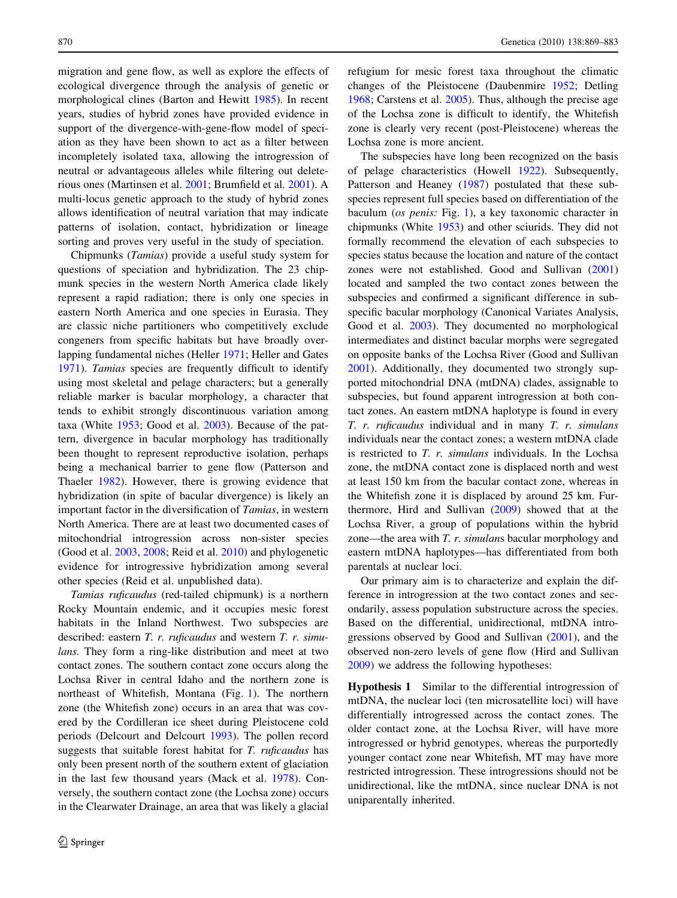migration and gene flow, as well as explore the effects of ecological divergence through the analysis of genetic or morphological clines (Barton and Hewitt 1985). In recent years, studies of hybrid zones have provided evidence in support of the divergence-with-gene-flow model of speciation as they have been shown to act as a filter between incompletely isolated taxa, allowing the introgression of neutral or advantageous alleles while filtering out deleterious ones (Martinsen et al. 2001; Brumfield et al. 2001). A multi-locus genetic approach to the study of hybrid zones allows identification of neutral variation that may indicate patterns of isolation, contact, hybridization or lineage sorting and proves very useful in the study of speciation.

Chipmunks (*Tamias*) provide a useful study system for questions of speciation and hybridization. The 23 chipmunk species in the western North America clade likely represent a rapid radiation; there is only one species in eastern North America and one species in Eurasia. They are classic niche partitioners who competitively exclude congeners from specific habitats but have broadly overlapping fundamental niches (Heller 1971; Heller and Gates 1971). *Tamias* species are frequently difficult to identify using most skeletal and pelage characters; but a generally reliable marker is bacular morphology, a character that tends to exhibit strongly discontinuous variation among taxa (White 1953; Good et al. 2003). Because of the pattern, divergence in bacular morphology has traditionally been thought to represent reproductive isolation, perhaps being a mechanical barrier to gene flow (Patterson and Thaeler 1982). However, there is growing evidence that hybridization (in spite of bacular divergence) is likely an important factor in the diversification of *Tamias*, in western North America. There are at least two documented cases of mitochondrial introgression across non-sister species (Good et al. 2003, 2008; Reid et al. 2010) and phylogenetic evidence for introgressive hybridization among several other species (Reid et al. unpublished data).

*Tamias ruficaudus* (red-tailed chipmunk) is a northern Rocky Mountain endemic, and it occupies mesic forest habitats in the Inland Northwest. Two subspecies are described: eastern *T. r. ruficaudus* and western *T. r. simulans.* They form a ring-like distribution and meet at two contact zones. The southern contact zone occurs along the Lochsa River in central Idaho and the northern zone is northeast of Whitefish, Montana (Fig. 1). The northern zone (the Whitefish zone) occurs in an area that was covered by the Cordilleran ice sheet during Pleistocene cold periods (Delcourt and Delcourt 1993). The pollen record suggests that suitable forest habitat for *T. ruficaudus* has only been present north of the southern extent of glaciation in the last few thousand years (Mack et al. 1978). Conversely, the southern contact zone (the Lochsa zone) occurs in the Clearwater Drainage, an area that was likely a glacial refugium for mesic forest taxa throughout the climatic changes of the Pleistocene (Daubenmire 1952; Detling 1968; Carstens et al. 2005). Thus, although the precise age of the Lochsa zone is difficult to identify, the Whitefish zone is clearly very recent (post-Pleistocene) whereas the Lochsa zone is more ancient.

The subspecies have long been recognized on the basis of pelage characteristics (Howell 1922). Subsequently, Patterson and Heaney (1987) postulated that these subspecies represent full species based on differentiation of the baculum (*os penis:* Fig. 1), a key taxonomic character in chipmunks (White 1953) and other sciurids. They did not formally recommend the elevation of each subspecies to species status because the location and nature of the contact zones were not established. Good and Sullivan (2001) located and sampled the two contact zones between the subspecies and confirmed a significant difference in subspecific bacular morphology (Canonical Variates Analysis, Good et al. 2003). They documented no morphological intermediates and distinct bacular morphs were segregated on opposite banks of the Lochsa River (Good and Sullivan 2001). Additionally, they documented two strongly supported mitochondrial DNA (mtDNA) clades, assignable to subspecies, but found apparent introgression at both contact zones. An eastern mtDNA haplotype is found in every *T. r. ruficaudus* individual and in many *T. r. simulans* individuals near the contact zones; a western mtDNA clade is restricted to *T. r. simulans* individuals. In the Lochsa zone, the mtDNA contact zone is displaced north and west at least 150 km from the bacular contact zone, whereas in the Whitefish zone it is displaced by around 25 km. Furthermore, Hird and Sullivan (2009) showed that at the Lochsa River, a group of populations within the hybrid zone—the area with *T. r. simulans* bacular morphology and eastern mtDNA haplotypes—has differentiated from both parentals at nuclear loci.

Our primary aim is to characterize and explain the difference in introgression at the two contact zones and secondarily, assess population substructure across the species. Based on the differential, unidirectional, mtDNA introgressions observed by Good and Sullivan (2001), and the observed non-zero levels of gene flow (Hird and Sullivan 2009) we address the following hypotheses:

**Hypothesis 1** Similar to the differential introgression of mtDNA, the nuclear loci (ten microsatellite loci) will have differentially introgressed across the contact zones. The older contact zone, at the Lochsa River, will have more introgressed or hybrid genotypes, whereas the purportedly younger contact zone near Whitefish, MT may have more restricted introgression. These introgressions should not be unidirectional, like the mtDNA, since nuclear DNA is not uniparentally inherited.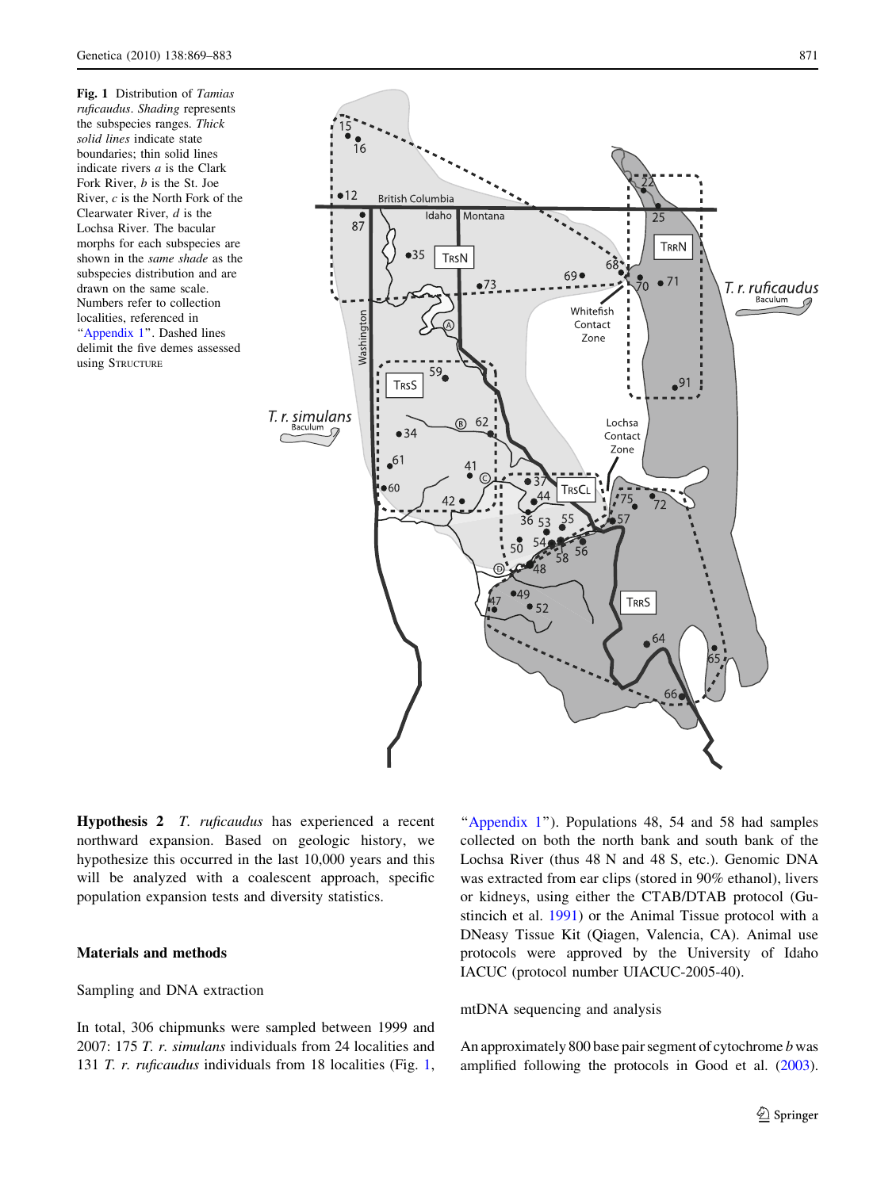**Fig. 1** Distribution of *Tamias ruficaudus*. *Shading* represents the subspecies ranges. *Thick solid lines* indicate state boundaries; thin solid lines indicate rivers *a* is the Clark Fork River, *b* is the St. Joe River, *c* is the North Fork of the Clearwater River, *d* is the Lochsa River. The bacular morphs for each subspecies are shown in the *same shade* as the subspecies distribution and are drawn on the same scale. Numbers refer to collection localities, referenced in "Appendix 1". Dashed lines delimit the five demes assessed using STRUCTURE

**Hypothesis 2** *T. ruficaudus* has experienced a recent northward expansion. Based on geologic history, we hypothesize this occurred in the last 10,000 years and this will be analyzed with a coalescent approach, specific population expansion tests and diversity statistics.

## Materials and methods

### Sampling and DNA extraction

In total, 306 chipmunks were sampled between 1999 and 2007: 175 *T. r. simulans* individuals from 24 localities and 131 *T. r. ruficaudus* individuals from 18 localities (Fig. 1, "Appendix 1"). Populations 48, 54 and 58 had samples collected on both the north bank and south bank of the Lochsa River (thus 48 N and 48 S, etc.). Genomic DNA was extracted from ear clips (stored in 90% ethanol), livers or kidneys, using either the CTAB/DTAB protocol (Gustincich et al. 1991) or the Animal Tissue protocol with a DNeasy Tissue Kit (Qiagen, Valencia, CA). Animal use protocols were approved by the University of Idaho IACUC (protocol number UIACUC-2005-40).

### mtDNA sequencing and analysis

An approximately 800 base pair segment of cytochrome *b* was amplified following the protocols in Good et al. (2003).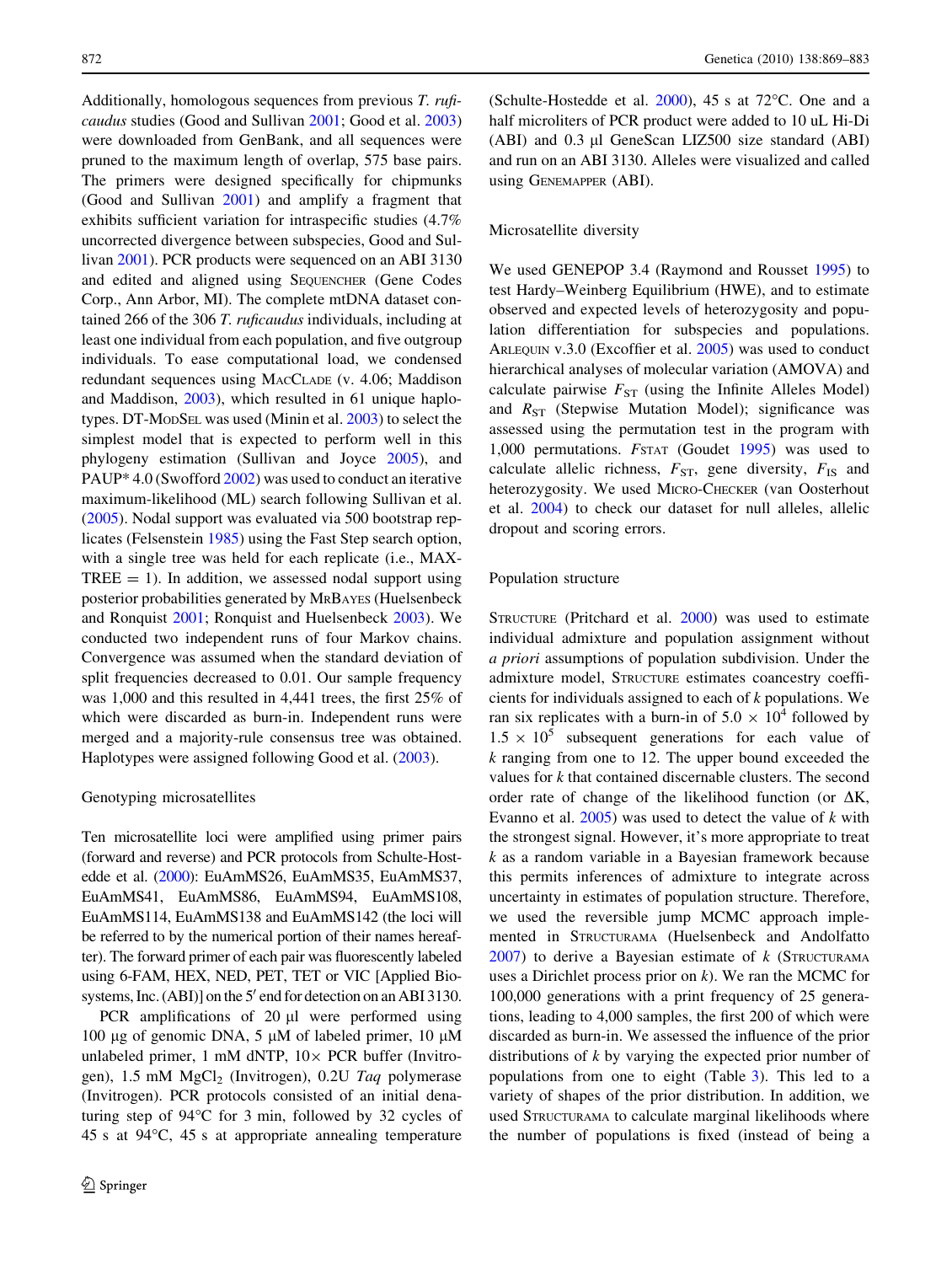Additionally, homologous sequences from previous *T. ruficaudus* studies (Good and Sullivan 2001; Good et al. 2003) were downloaded from GenBank, and all sequences were pruned to the maximum length of overlap, 575 base pairs. The primers were designed specifically for chipmunks (Good and Sullivan 2001) and amplify a fragment that exhibits sufficient variation for intraspecific studies (4.7% uncorrected divergence between subspecies, Good and Sullivan 2001). PCR products were sequenced on an ABI 3130 and edited and aligned using Sequencher (Gene Codes Corp., Ann Arbor, MI). The complete mtDNA dataset contained 266 of the 306 *T. ruficaudus* individuals, including at least one individual from each population, and five outgroup individuals. To ease computational load, we condensed redundant sequences using MacClade (v. 4.06; Maddison and Maddison, 2003), which resulted in 61 unique haplotypes. DT-ModSel was used (Minin et al. 2003) to select the simplest model that is expected to perform well in this phylogeny estimation (Sullivan and Joyce 2005), and PAUP* 4.0 (Swofford 2002) was used to conduct an iterative maximum-likelihood (ML) search following Sullivan et al. (2005). Nodal support was evaluated via 500 bootstrap replicates (Felsenstein 1985) using the Fast Step search option, with a single tree was held for each replicate (i.e., MAXTREE = 1). In addition, we assessed nodal support using posterior probabilities generated by MrBayes (Huelsenbeck and Ronquist 2001; Ronquist and Huelsenbeck 2003). We conducted two independent runs of four Markov chains. Convergence was assumed when the standard deviation of split frequencies decreased to 0.01. Our sample frequency was 1,000 and this resulted in 4,441 trees, the first 25% of which were discarded as burn-in. Independent runs were merged and a majority-rule consensus tree was obtained. Haplotypes were assigned following Good et al. (2003).

### Genotyping microsatellites

Ten microsatellite loci were amplified using primer pairs (forward and reverse) and PCR protocols from Schulte-Hostedde et al. (2000): EuAmMS26, EuAmMS35, EuAmMS37, EuAmMS41, EuAmMS86, EuAmMS94, EuAmMS108, EuAmMS114, EuAmMS138 and EuAmMS142 (the loci will be referred to by the numerical portion of their names hereafter). The forward primer of each pair was fluorescently labeled using 6-FAM, HEX, NED, PET, TET or VIC [Applied Biosystems, Inc. (ABI)] on the 5′ end for detection on an ABI 3130.

PCR amplifications of 20 μl were performed using 100 μg of genomic DNA, 5 μM of labeled primer, 10 μM unlabeled primer, 1 mM dNTP, 10× PCR buffer (Invitrogen), 1.5 mM $MgCl_2$ (Invitrogen), 0.2U *Taq* polymerase (Invitrogen). PCR protocols consisted of an initial denaturing step of 94°C for 3 min, followed by 32 cycles of 45 s at 94°C, 45 s at appropriate annealing temperature (Schulte-Hostedde et al. 2000), 45 s at 72°C. One and a half microliters of PCR product were added to 10 uL Hi-Di (ABI) and 0.3 μl GeneScan LIZ500 size standard (ABI) and run on an ABI 3130. Alleles were visualized and called using Genemapper (ABI).

### Microsatellite diversity

We used GENEPOP 3.4 (Raymond and Rousset 1995) to test Hardy–Weinberg Equilibrium (HWE), and to estimate observed and expected levels of heterozygosity and population differentiation for subspecies and populations. Arlequin v.3.0 (Excoffier et al. 2005) was used to conduct hierarchical analyses of molecular variation (AMOVA) and calculate pairwise $F_{ST}$ (using the Infinite Alleles Model) and $R_{ST}$ (Stepwise Mutation Model); significance was assessed using the permutation test in the program with 1,000 permutations. *F*stat (Goudet 1995) was used to calculate allelic richness, $F_{ST}$, gene diversity, $F_{IS}$ and heterozygosity. We used Micro-Checker (van Oosterhout et al. 2004) to check our dataset for null alleles, allelic dropout and scoring errors.

### Population structure

Structure (Pritchard et al. 2000) was used to estimate individual admixture and population assignment without *a priori* assumptions of population subdivision. Under the admixture model, Structure estimates coancestry coefficients for individuals assigned to each of *k* populations. We ran six replicates with a burn-in of $5.0 \times 10^4$ followed by $1.5 \times 10^5$ subsequent generations for each value of *k* ranging from one to 12. The upper bound exceeded the values for *k* that contained discernable clusters. The second order rate of change of the likelihood function (or ΔK, Evanno et al. 2005) was used to detect the value of *k* with the strongest signal. However, it's more appropriate to treat *k* as a random variable in a Bayesian framework because this permits inferences of admixture to integrate across uncertainty in estimates of population structure. Therefore, we used the reversible jump MCMC approach implemented in Structurama (Huelsenbeck and Andolfatto 2007) to derive a Bayesian estimate of *k* (Structurama uses a Dirichlet process prior on *k*). We ran the MCMC for 100,000 generations with a print frequency of 25 generations, leading to 4,000 samples, the first 200 of which were discarded as burn-in. We assessed the influence of the prior distributions of *k* by varying the expected prior number of populations from one to eight (Table 3). This led to a variety of shapes of the prior distribution. In addition, we used Structurama to calculate marginal likelihoods where the number of populations is fixed (instead of being a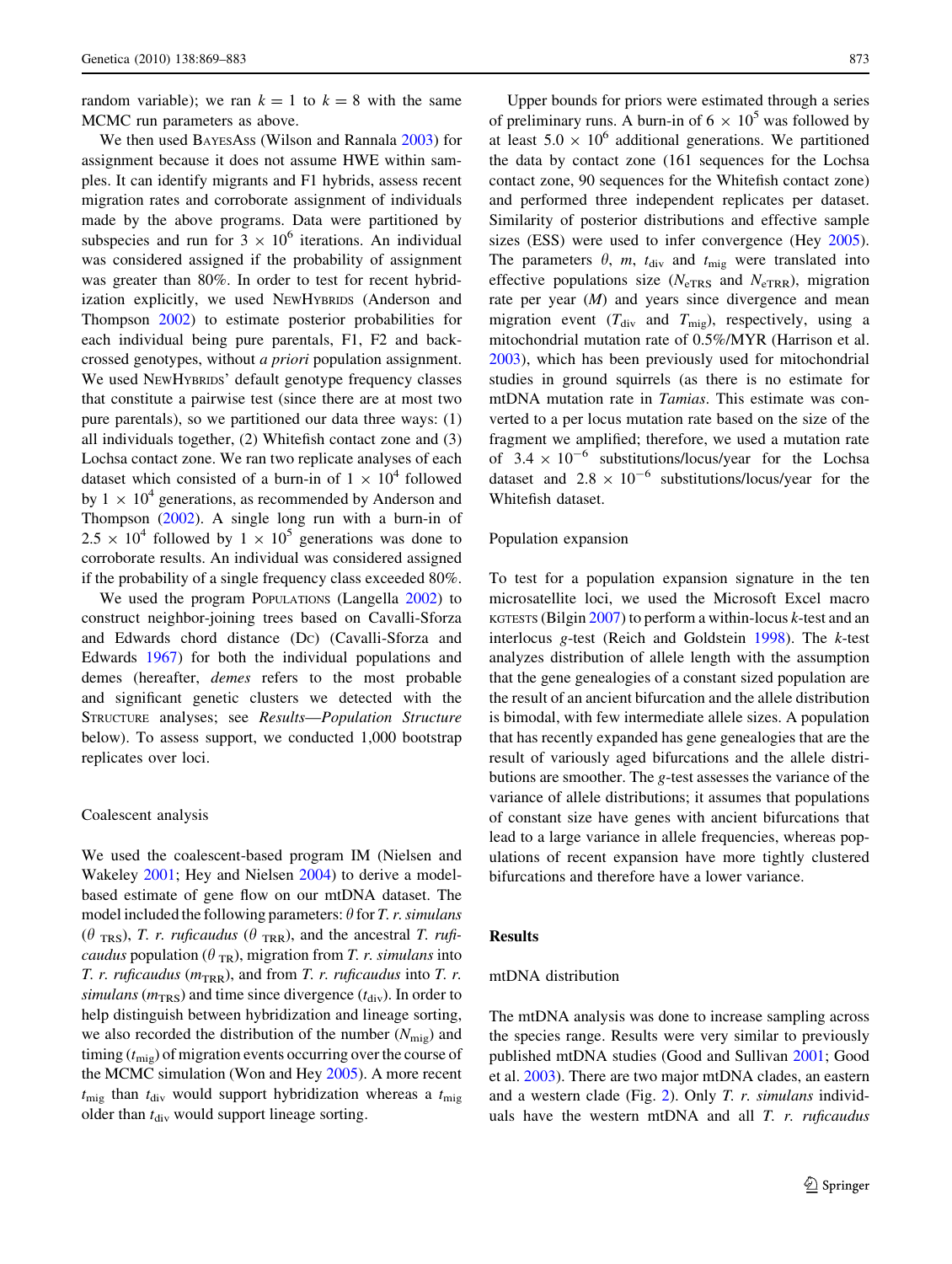random variable); we ran $k = 1$ to $k = 8$ with the same MCMC run parameters as above.

We then used BayesAss (Wilson and Rannala 2003) for assignment because it does not assume HWE within samples. It can identify migrants and F1 hybrids, assess recent migration rates and corroborate assignment of individuals made by the above programs. Data were partitioned by subspecies and run for $3 \times 10^6$ iterations. An individual was considered assigned if the probability of assignment was greater than 80%. In order to test for recent hybridization explicitly, we used NewHybrids (Anderson and Thompson 2002) to estimate posterior probabilities for each individual being pure parentals, F1, F2 and backcrossed genotypes, without *a priori* population assignment. We used NewHybrids' default genotype frequency classes that constitute a pairwise test (since there are at most two pure parentals), so we partitioned our data three ways: (1) all individuals together, (2) Whitefish contact zone and (3) Lochsa contact zone. We ran two replicate analyses of each dataset which consisted of a burn-in of $1 \times 10^4$ followed by $1 \times 10^4$ generations, as recommended by Anderson and Thompson (2002). A single long run with a burn-in of $2.5 \times 10^4$ followed by $1 \times 10^5$ generations was done to corroborate results. An individual was considered assigned if the probability of a single frequency class exceeded 80%.

We used the program Populations (Langella 2002) to construct neighbor-joining trees based on Cavalli-Sforza and Edwards chord distance (Dc) (Cavalli-Sforza and Edwards 1967) for both the individual populations and demes (hereafter, *demes* refers to the most probable and significant genetic clusters we detected with the Structure analyses; see *Results—Population Structure* below). To assess support, we conducted 1,000 bootstrap replicates over loci.

## Coalescent analysis

We used the coalescent-based program IM (Nielsen and Wakeley 2001; Hey and Nielsen 2004) to derive a model-based estimate of gene flow on our mtDNA dataset. The model included the following parameters: $\theta$ for *T. r. simulans* ($\theta_{TRS}$), *T. r. ruficaudus* ($\theta_{TRR}$), and the ancestral *T. ruficaudus* population ($\theta_{TR}$), migration from *T. r. simulans* into *T. r. ruficaudus* ($m_{TRR}$), and from *T. r. ruficaudus* into *T. r. simulans* ($m_{TRS}$) and time since divergence ($t_{div}$). In order to help distinguish between hybridization and lineage sorting, we also recorded the distribution of the number ($N_{mig}$) and timing ($t_{mig}$) of migration events occurring over the course of the MCMC simulation (Won and Hey 2005). A more recent $t_{mig}$ than $t_{div}$ would support hybridization whereas a $t_{mig}$ older than $t_{div}$ would support lineage sorting.

Upper bounds for priors were estimated through a series of preliminary runs. A burn-in of $6 \times 10^5$ was followed by at least $5.0 \times 10^6$ additional generations. We partitioned the data by contact zone (161 sequences for the Lochsa contact zone, 90 sequences for the Whitefish contact zone) and performed three independent replicates per dataset. Similarity of posterior distributions and effective sample sizes (ESS) were used to infer convergence (Hey 2005). The parameters $\theta$, $m$, $t_{div}$ and $t_{mig}$ were translated into effective populations size ($N_{eTRS}$ and $N_{eTRR}$), migration rate per year ($M$) and years since divergence and mean migration event ($T_{div}$ and $T_{mig}$), respectively, using a mitochondrial mutation rate of 0.5%/MYR (Harrison et al. 2003), which has been previously used for mitochondrial studies in ground squirrels (as there is no estimate for mtDNA mutation rate in *Tamias*. This estimate was converted to a per locus mutation rate based on the size of the fragment we amplified; therefore, we used a mutation rate of $3.4 \times 10^{-6}$ substitutions/locus/year for the Lochsa dataset and $2.8 \times 10^{-6}$ substitutions/locus/year for the Whitefish dataset.

## Population expansion

To test for a population expansion signature in the ten microsatellite loci, we used the Microsoft Excel macro kgtests (Bilgin 2007) to perform a within-locus *k*-test and an interlocus *g*-test (Reich and Goldstein 1998). The *k*-test analyzes distribution of allele length with the assumption that the gene genealogies of a constant sized population are the result of an ancient bifurcation and the allele distribution is bimodal, with few intermediate allele sizes. A population that has recently expanded has gene genealogies that are the result of variously aged bifurcations and the allele distributions are smoother. The *g*-test assesses the variance of the variance of allele distributions; it assumes that populations of constant size have genes with ancient bifurcations that lead to a large variance in allele frequencies, whereas populations of recent expansion have more tightly clustered bifurcations and therefore have a lower variance.

# Results

## mtDNA distribution

The mtDNA analysis was done to increase sampling across the species range. Results were very similar to previously published mtDNA studies (Good and Sullivan 2001; Good et al. 2003). There are two major mtDNA clades, an eastern and a western clade (Fig. 2). Only *T. r. simulans* individuals have the western mtDNA and all *T. r. ruficaudus*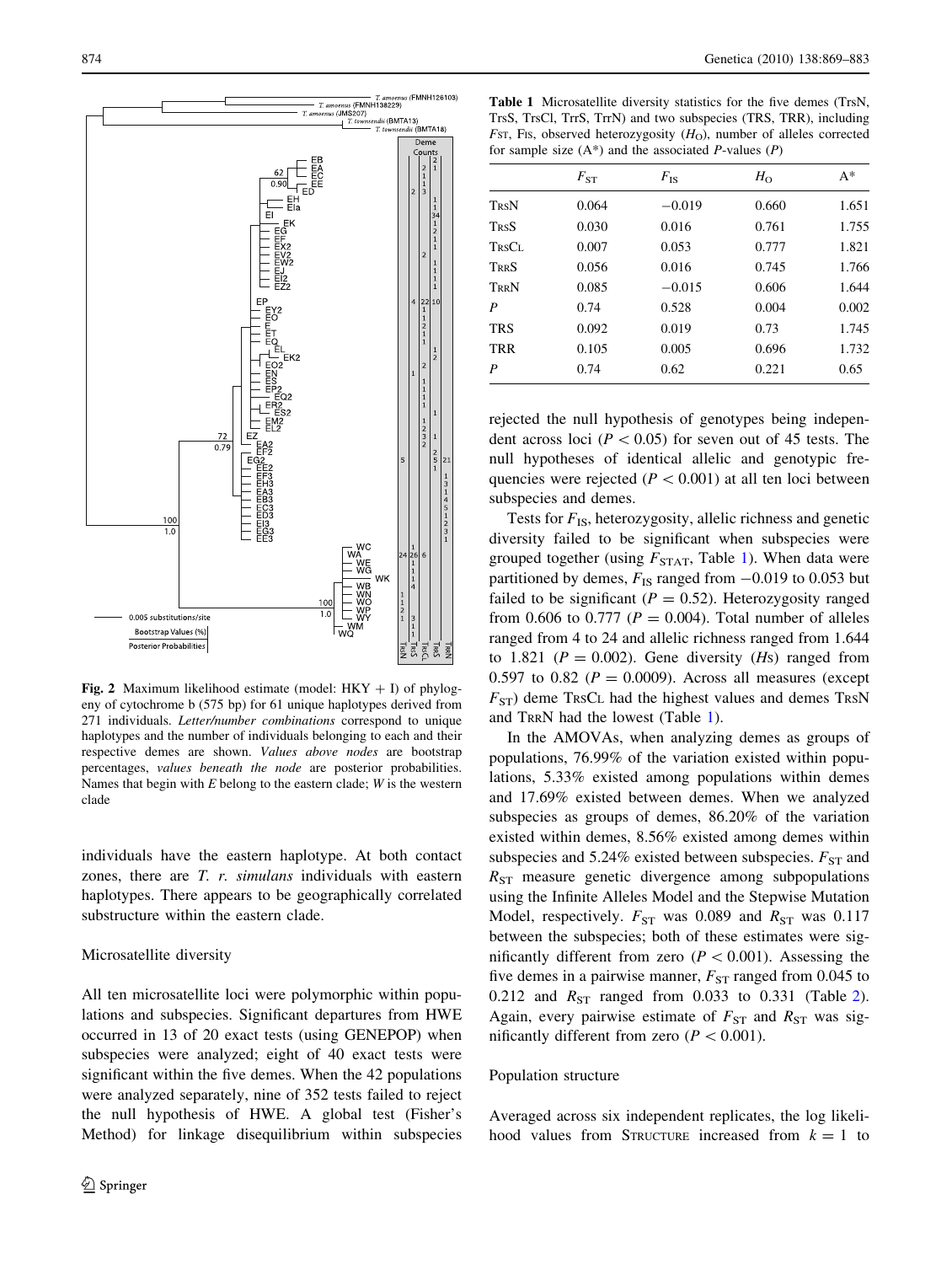**Fig. 2** Maximum likelihood estimate (model: HKY + I) of phylogeny of cytochrome b (575 bp) for 61 unique haplotypes derived from 271 individuals. *Letter/number combinations* correspond to unique haplotypes and the number of individuals belonging to each and their respective demes are shown. *Values above nodes* are bootstrap percentages, *values beneath the node* are posterior probabilities. Names that begin with *E* belong to the eastern clade; *W* is the western clade

individuals have the eastern haplotype. At both contact zones, there are *T. r. simulans* individuals with eastern haplotypes. There appears to be geographically correlated substructure within the eastern clade.

### Microsatellite diversity

All ten microsatellite loci were polymorphic within populations and subspecies. Significant departures from HWE occurred in 13 of 20 exact tests (using GENEPOP) when subspecies were analyzed; eight of 40 exact tests were significant within the five demes. When the 42 populations were analyzed separately, nine of 352 tests failed to reject the null hypothesis of HWE. A global test (Fisher's Method) for linkage disequilibrium within subspecies rejected the null hypothesis of genotypes being independent across loci ($P < 0.05$) for seven out of 45 tests. The null hypotheses of identical allelic and genotypic frequencies were rejected ($P < 0.001$) at all ten loci between subspecies and demes.

**Table 1** Microsatellite diversity statistics for the five demes (TrsN, TrsS, TrsCl, TrrS, TrrN) and two subspecies (TRS, TRR), including $F_{ST}$, $F_{IS}$, observed heterozygosity ($H_O$), number of alleles corrected for sample size (A*) and the associated *P*-values (*P*)

| | $F_{ST}$ | $F_{IS}$ | $H_O$ | A* |
|---|---|---|---|---|
| TrsN | 0.064 | −0.019 | 0.660 | 1.651 |
| TrsS | 0.030 | 0.016 | 0.761 | 1.755 |
| TrsCl | 0.007 | 0.053 | 0.777 | 1.821 |
| TrrS | 0.056 | 0.016 | 0.745 | 1.766 |
| TrrN | 0.085 | −0.015 | 0.606 | 1.644 |
| *P* | 0.74 | 0.528 | 0.004 | 0.002 |
| TRS | 0.092 | 0.019 | 0.73 | 1.745 |
| TRR | 0.105 | 0.005 | 0.696 | 1.732 |
| *P* | 0.74 | 0.62 | 0.221 | 0.65 |

Tests for $F_{IS}$, heterozygosity, allelic richness and genetic diversity failed to be significant when subspecies were grouped together (using $F_{STAT}$, Table 1). When data were partitioned by demes, $F_{IS}$ ranged from −0.019 to 0.053 but failed to be significant ($P = 0.52$). Heterozygosity ranged from 0.606 to 0.777 ($P = 0.004$). Total number of alleles ranged from 4 to 24 and allelic richness ranged from 1.644 to 1.821 ($P = 0.002$). Gene diversity (*Hs*) ranged from 0.597 to 0.82 ($P = 0.0009$). Across all measures (except $F_{ST}$) deme TrsCl had the highest values and demes TrsN and TrrN had the lowest (Table 1).

In the AMOVAs, when analyzing demes as groups of populations, 76.99% of the variation existed within populations, 5.33% existed among populations within demes and 17.69% existed between demes. When we analyzed subspecies as groups of demes, 86.20% of the variation existed within demes, 8.56% existed among demes within subspecies and 5.24% existed between subspecies. $F_{ST}$ and $R_{ST}$ measure genetic divergence among subpopulations using the Infinite Alleles Model and the Stepwise Mutation Model, respectively. $F_{ST}$ was 0.089 and $R_{ST}$ was 0.117 between the subspecies; both of these estimates were significantly different from zero ($P < 0.001$). Assessing the five demes in a pairwise manner, $F_{ST}$ ranged from 0.045 to 0.212 and $R_{ST}$ ranged from 0.033 to 0.331 (Table 2). Again, every pairwise estimate of $F_{ST}$ and $R_{ST}$ was significantly different from zero ($P < 0.001$).

### Population structure

Averaged across six independent replicates, the log likelihood values from Structure increased from $k = 1$ to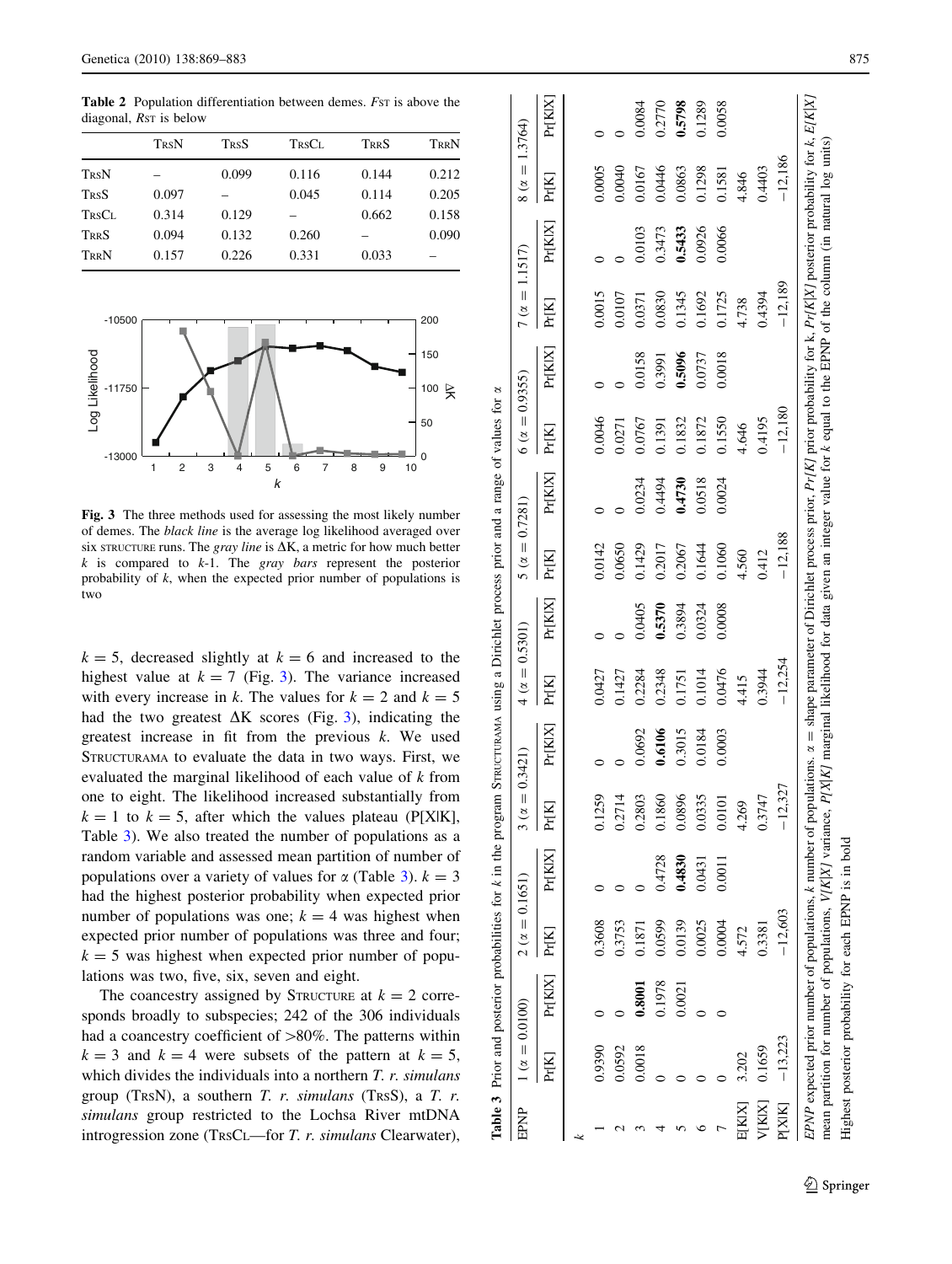**Table 2** Population differentiation between demes. $F_{ST}$ is above the diagonal, $R_{ST}$ is below

| | TrsN | TrsS | TrsCl | TrrS | TrrN |
|---|---|---|---|---|---|
| TrsN | – | 0.099 | 0.116 | 0.144 | 0.212 |
| TrsS | 0.097 | – | 0.045 | 0.114 | 0.205 |
| TrsCl | 0.314 | 0.129 | – | 0.662 | 0.158 |
| TrrS | 0.094 | 0.132 | 0.260 | – | 0.090 |
| TrrN | 0.157 | 0.226 | 0.331 | 0.033 | – |

**Fig. 3** The three methods used for assessing the most likely number of demes. The *black line* is the average log likelihood averaged over six structure runs. The *gray line* is ΔK, a metric for how much better *k* is compared to *k*-1. The *gray bars* represent the posterior probability of *k*, when the expected prior number of populations is two

$k = 5$, decreased slightly at $k = 6$ and increased to the highest value at $k = 7$ (Fig. 3). The variance increased with every increase in *k*. The values for $k = 2$ and $k = 5$ had the two greatest ΔK scores (Fig. 3), indicating the greatest increase in fit from the previous *k*. We used Structurama to evaluate the data in two ways. First, we evaluated the marginal likelihood of each value of *k* from one to eight. The likelihood increased substantially from $k = 1$ to $k = 5$, after which the values plateau (P[X|K], Table 3). We also treated the number of populations as a random variable and assessed mean partition of number of populations over a variety of values for α (Table 3). $k = 3$ had the highest posterior probability when expected prior number of populations was one; $k = 4$ was highest when expected prior number of populations was three and four; $k = 5$ was highest when expected prior number of populations was two, five, six, seven and eight.

The coancestry assigned by Structure at $k = 2$ corresponds broadly to subspecies; 242 of the 306 individuals had a coancestry coefficient of >80%. The patterns within $k = 3$ and $k = 4$ were subsets of the pattern at $k = 5$, which divides the individuals into a northern *T. r. simulans* group (TrsN), a southern *T. r. simulans* (TrsS), a *T. r. simulans* group restricted to the Lochsa River mtDNA introgression zone (TrsCl—for *T. r. simulans* Clearwater),

**Table 3** Prior and posterior probabilities for *k* in the program Structurama using a Dirichlet process prior and a range of values for α

| EPNP | 1 (α = 0.0100) | | 2 (α = 0.1651) | | 3 (α = 0.3421) | | 4 (α = 0.5301) | | 5 (α = 0.7281) | | 6 (α = 0.9355) | | 7 (α = 1.1517) | | 8 (α = 1.3764) | |
|---|---|---|---|---|---|---|---|---|---|---|---|---|---|---|---|---|
| | Pr[K] | Pr[K\|X] | Pr[K] | Pr[K\|X] | Pr[K] | Pr[K\|X] | Pr[K] | Pr[K\|X] | Pr[K] | Pr[K\|X] | Pr[K] | Pr[K\|X] | Pr[K] | Pr[K\|X] | Pr[K] | Pr[K\|X] |
| *k* | | | | | | | | | | | | | | | | |
| 1 | 0.9390 | 0 | 0.3608 | 0 | 0.1259 | 0 | 0.0427 | 0 | 0.0142 | 0 | 0.0046 | 0 | 0.0015 | 0 | 0.0005 | 0 |
| 2 | 0.0592 | 0 | 0.3753 | 0 | 0.2714 | 0 | 0.1427 | 0 | 0.0650 | 0 | 0.0271 | 0 | 0.0107 | 0 | 0.0040 | 0 |
| 3 | 0.0018 | **0.8001** | 0.1871 | 0 | 0.2803 | 0.0692 | 0.2284 | 0.0405 | 0.1429 | 0.0234 | 0.0767 | 0.0158 | 0.0371 | 0.0103 | 0.0167 | 0.0084 |
| 4 | 0 | 0.1978 | 0.0599 | 0.4728 | 0.1860 | **0.6106** | 0.2348 | **0.5370** | 0.2017 | 0.4494 | 0.1391 | 0.3991 | 0.0830 | 0.3473 | 0.0446 | 0.2770 |
| 5 | 0 | 0.0021 | 0.0139 | **0.4830** | 0.0896 | 0.3015 | 0.1751 | 0.3894 | 0.2067 | **0.4730** | 0.1832 | **0.5096** | 0.1345 | **0.5433** | 0.0863 | **0.5798** |
| 6 | 0 | 0 | 0.0025 | 0.0431 | 0.0335 | 0.0184 | 0.1014 | 0.0324 | 0.1644 | 0.0518 | 0.1872 | 0.0737 | 0.1692 | 0.0926 | 0.1298 | 0.1289 |
| 7 | 0 | 0 | 0.0004 | 0.0011 | 0.0101 | 0.0003 | 0.0476 | 0.0008 | 0.1060 | 0.0024 | 0.1550 | 0.0018 | 0.1725 | 0.0066 | 0.1581 | 0.0058 |
| E[K\|X] | 3.202 | | 4.572 | | 4.269 | | 4.415 | | 4.560 | | 4.646 | | 4.738 | | 4.846 | |
| V[K\|X] | 0.1659 | | 0.3381 | | 0.3747 | | 0.3944 | | 0.412 | | 0.4195 | | 0.4394 | | 0.4403 | |
| P[X\|K] | −13,223 | | −12,603 | | −12,327 | | −12,254 | | −12,188 | | −12,180 | | −12,189 | | −12,186 | |

*EPNP* expected prior number of populations, *k* number of populations. α = shape parameter of Dirichlet process prior, *Pr[K]* prior probability for k, *Pr[K|X]* posterior probability for *k*, *E[K|X]* mean partition for number of populations, *V[K|X]* variance, *P[X|K]* marginal likelihood for data given an integer value for *k* equal to the EPNP of the column (in natural log units)

Highest posterior probability for each EPNP is in bold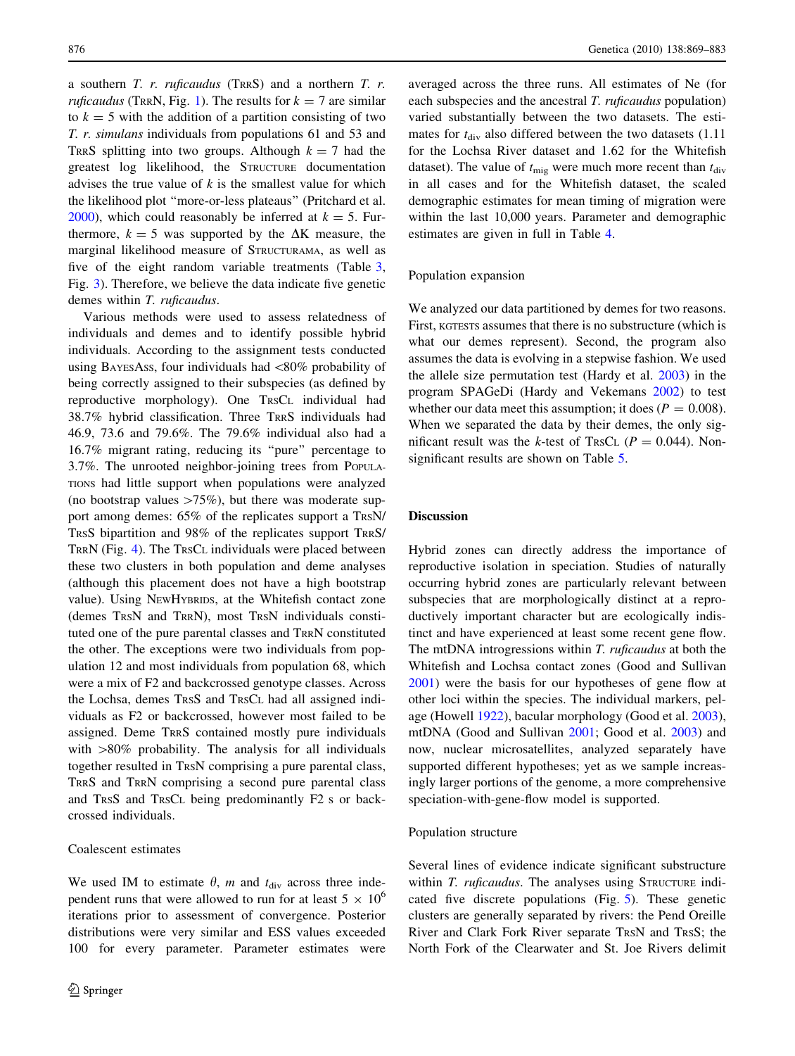a southern *T. r. ruficaudus* (TrrS) and a northern *T. r. ruficaudus* (TrrN, Fig. 1). The results for $k = 7$ are similar to $k = 5$ with the addition of a partition consisting of two *T. r. simulans* individuals from populations 61 and 53 and TrrS splitting into two groups. Although $k = 7$ had the greatest log likelihood, the Structure documentation advises the true value of $k$ is the smallest value for which the likelihood plot "more-or-less plateaus" (Pritchard et al. 2000), which could reasonably be inferred at $k = 5$. Furthermore, $k = 5$ was supported by the $\Delta$K measure, the marginal likelihood measure of Structurama, as well as five of the eight random variable treatments (Table 3, Fig. 3). Therefore, we believe the data indicate five genetic demes within *T. ruficaudus*.

Various methods were used to assess relatedness of individuals and demes and to identify possible hybrid individuals. According to the assignment tests conducted using BayesAss, four individuals had <80% probability of being correctly assigned to their subspecies (as defined by reproductive morphology). One TrsCl individual had 38.7% hybrid classification. Three TrrS individuals had 46.9, 73.6 and 79.6%. The 79.6% individual also had a 16.7% migrant rating, reducing its "pure" percentage to 3.7%. The unrooted neighbor-joining trees from Populations had little support when populations were analyzed (no bootstrap values >75%), but there was moderate support among demes: 65% of the replicates support a TrsN/TrsS bipartition and 98% of the replicates support TrrS/TrrN (Fig. 4). The TrsCl individuals were placed between these two clusters in both population and deme analyses (although this placement does not have a high bootstrap value). Using NewHybrids, at the Whitefish contact zone (demes TrsN and TrrN), most TrsN individuals constituted one of the pure parental classes and TrrN constituted the other. The exceptions were two individuals from population 12 and most individuals from population 68, which were a mix of F2 and backcrossed genotype classes. Across the Lochsa, demes TrsS and TrsCl had all assigned individuals as F2 or backcrossed, however most failed to be assigned. Deme TrrS contained mostly pure individuals with >80% probability. The analysis for all individuals together resulted in TrsN comprising a pure parental class, TrrS and TrrN comprising a second pure parental class and TrsS and TrsCl being predominantly F2 s or backcrossed individuals.

### Coalescent estimates

We used IM to estimate $\theta$, $m$ and $t_{\text{div}}$ across three independent runs that were allowed to run for at least $5 \times 10^6$ iterations prior to assessment of convergence. Posterior distributions were very similar and ESS values exceeded 100 for every parameter. Parameter estimates were averaged across the three runs. All estimates of Ne (for each subspecies and the ancestral *T. ruficaudus* population) varied substantially between the two datasets. The estimates for $t_{\text{div}}$ also differed between the two datasets (1.11 for the Lochsa River dataset and 1.62 for the Whitefish dataset). The value of $t_{\text{mig}}$ were much more recent than $t_{\text{div}}$ in all cases and for the Whitefish dataset, the scaled demographic estimates for mean timing of migration were within the last 10,000 years. Parameter and demographic estimates are given in full in Table 4.

### Population expansion

We analyzed our data partitioned by demes for two reasons. First, kgtests assumes that there is no substructure (which is what our demes represent). Second, the program also assumes the data is evolving in a stepwise fashion. We used the allele size permutation test (Hardy et al. 2003) in the program SPAGeDi (Hardy and Vekemans 2002) to test whether our data meet this assumption; it does ($P = 0.008$). When we separated the data by their demes, the only significant result was the $k$-test of TrsCl ($P = 0.044$). Non-significant results are shown on Table 5.

## Discussion

Hybrid zones can directly address the importance of reproductive isolation in speciation. Studies of naturally occurring hybrid zones are particularly relevant between subspecies that are morphologically distinct at a reproductively important character but are ecologically indistinct and have experienced at least some recent gene flow. The mtDNA introgressions within *T. ruficaudus* at both the Whitefish and Lochsa contact zones (Good and Sullivan 2001) were the basis for our hypotheses of gene flow at other loci within the species. The individual markers, pelage (Howell 1922), bacular morphology (Good et al. 2003), mtDNA (Good and Sullivan 2001; Good et al. 2003) and now, nuclear microsatellites, analyzed separately have supported different hypotheses; yet as we sample increasingly larger portions of the genome, a more comprehensive speciation-with-gene-flow model is supported.

### Population structure

Several lines of evidence indicate significant substructure within *T. ruficaudus*. The analyses using Structure indicated five discrete populations (Fig. 5). These genetic clusters are generally separated by rivers: the Pend Oreille River and Clark Fork River separate TrsN and TrsS; the North Fork of the Clearwater and St. Joe Rivers delimit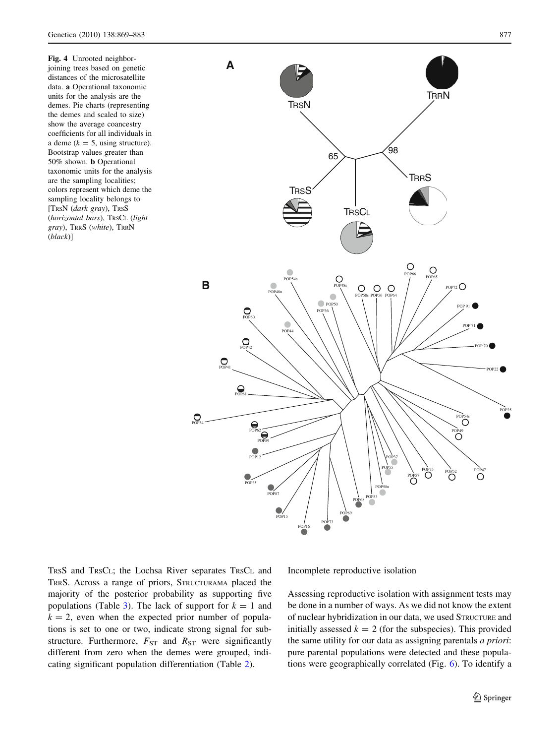Fig. 4 Unrooted neighbor-joining trees based on genetic distances of the microsatellite data. **a** Operational taxonomic units for the analysis are the demes. Pie charts (representing the demes and scaled to size) show the average coancestry coefficients for all individuals in a deme ($k = 5$, using structure). Bootstrap values greater than 50% shown. **b** Operational taxonomic units for the analysis are the sampling localities; colors represent which deme the sampling locality belongs to [TRSN (*dark gray*), TRSS (*horizontal bars*), TRSCL (*light gray*), TRRS (*white*), TRRN (*black*)]

TRSS and TRSCL; the Lochsa River separates TRSCL and TRRS. Across a range of priors, STRUCTURAMA placed the majority of the posterior probability as supporting five populations (Table 3). The lack of support for $k = 1$ and $k = 2$, even when the expected prior number of populations is set to one or two, indicate strong signal for substructure. Furthermore, $F_{ST}$ and $R_{ST}$ were significantly different from zero when the demes were grouped, indicating significant population differentiation (Table 2).

Incomplete reproductive isolation

Assessing reproductive isolation with assignment tests may be done in a number of ways. As we did not know the extent of nuclear hybridization in our data, we used STRUCTURE and initially assessed $k = 2$ (for the subspecies). This provided the same utility for our data as assigning parentals *a priori*: pure parental populations were detected and these populations were geographically correlated (Fig. 6). To identify a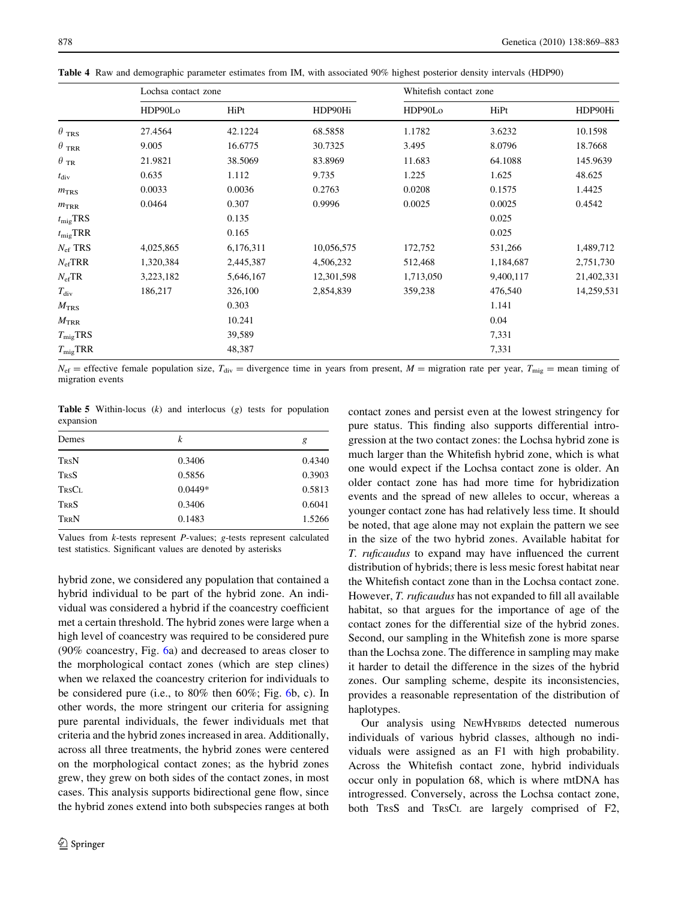**Table 4** Raw and demographic parameter estimates from IM, with associated 90% highest posterior density intervals (HDP90)

| | Lochsa contact zone | | | Whitefish contact zone | | |
|---|---|---|---|---|---|---|
| | HDP90Lo | HiPt | HDP90Hi | HDP90Lo | HiPt | HDP90Hi |
| $\theta_{\text{TRS}}$ | 27.4564 | 42.1224 | 68.5858 | 1.1782 | 3.6232 | 10.1598 |
| $\theta_{\text{TRR}}$ | 9.005 | 16.6775 | 30.7325 | 3.495 | 8.0796 | 18.7668 |
| $\theta_{\text{TR}}$ | 21.9821 | 38.5069 | 83.8969 | 11.683 | 64.1088 | 145.9639 |
| $t_{\text{div}}$ | 0.635 | 1.112 | 9.735 | 1.225 | 1.625 | 48.625 |
| $m_{\text{TRS}}$ | 0.0033 | 0.0036 | 0.2763 | 0.0208 | 0.1575 | 1.4425 |
| $m_{\text{TRR}}$ | 0.0464 | 0.307 | 0.9996 | 0.0025 | 0.0025 | 0.4542 |
| $t_{\text{mig}}$TRS | | 0.135 | | | 0.025 | |
| $t_{\text{mig}}$TRR | | 0.165 | | | 0.025 | |
| $N_{\text{ef}}$ TRS | 4,025,865 | 6,176,311 | 10,056,575 | 172,752 | 531,266 | 1,489,712 |
| $N_{\text{ef}}$TRR | 1,320,384 | 2,445,387 | 4,506,232 | 512,468 | 1,184,687 | 2,751,730 |
| $N_{\text{ef}}$TR | 3,223,182 | 5,646,167 | 12,301,598 | 1,713,050 | 9,400,117 | 21,402,331 |
| $T_{\text{div}}$ | 186,217 | 326,100 | 2,854,839 | 359,238 | 476,540 | 14,259,531 |
| $M_{\text{TRS}}$ | | 0.303 | | | 1.141 | |
| $M_{\text{TRR}}$ | | 10.241 | | | 0.04 | |
| $T_{\text{mig}}$TRS | | 39,589 | | | 7,331 | |
| $T_{\text{mig}}$TRR | | 48,387 | | | 7,331 | |

$N_{\text{ef}}$ = effective female population size, $T_{\text{div}}$ = divergence time in years from present, $M$ = migration rate per year, $T_{\text{mig}}$ = mean timing of migration events

**Table 5** Within-locus ($k$) and interlocus ($g$) tests for population expansion

| Demes | $k$ | $g$ |
|---|---|---|
| TRSN | 0.3406 | 0.4340 |
| TRSS | 0.5856 | 0.3903 |
| TRSCL | 0.0449* | 0.5813 |
| TRRS | 0.3406 | 0.6041 |
| TRRN | 0.1483 | 1.5266 |

Values from $k$-tests represent $P$-values; $g$-tests represent calculated test statistics. Significant values are denoted by asterisks

hybrid zone, we considered any population that contained a hybrid individual to be part of the hybrid zone. An individual was considered a hybrid if the coancestry coefficient met a certain threshold. The hybrid zones were large when a high level of coancestry was required to be considered pure (90% coancestry, Fig. 6a) and decreased to areas closer to the morphological contact zones (which are step clines) when we relaxed the coancestry criterion for individuals to be considered pure (i.e., to 80% then 60%; Fig. 6b, c). In other words, the more stringent our criteria for assigning pure parental individuals, the fewer individuals met that criteria and the hybrid zones increased in area. Additionally, across all three treatments, the hybrid zones were centered on the morphological contact zones; as the hybrid zones grew, they grew on both sides of the contact zones, in most cases. This analysis supports bidirectional gene flow, since the hybrid zones extend into both subspecies ranges at both contact zones and persist even at the lowest stringency for pure status. This finding also supports differential introgression at the two contact zones: the Lochsa hybrid zone is much larger than the Whitefish hybrid zone, which is what one would expect if the Lochsa contact zone is older. An older contact zone has had more time for hybridization events and the spread of new alleles to occur, whereas a younger contact zone has had relatively less time. It should be noted, that age alone may not explain the pattern we see in the size of the two hybrid zones. Available habitat for *T. ruficaudus* to expand may have influenced the current distribution of hybrids; there is less mesic forest habitat near the Whitefish contact zone than in the Lochsa contact zone. However, *T. ruficaudus* has not expanded to fill all available habitat, so that argues for the importance of age of the contact zones for the differential size of the hybrid zones. Second, our sampling in the Whitefish zone is more sparse than the Lochsa zone. The difference in sampling may make it harder to detail the difference in the sizes of the hybrid zones. Our sampling scheme, despite its inconsistencies, provides a reasonable representation of the distribution of haplotypes.

Our analysis using NEWHYBRIDS detected numerous individuals of various hybrid classes, although no individuals were assigned as an F1 with high probability. Across the Whitefish contact zone, hybrid individuals occur only in population 68, which is where mtDNA has introgressed. Conversely, across the Lochsa contact zone, both TRSS and TRSCL are largely comprised of F2,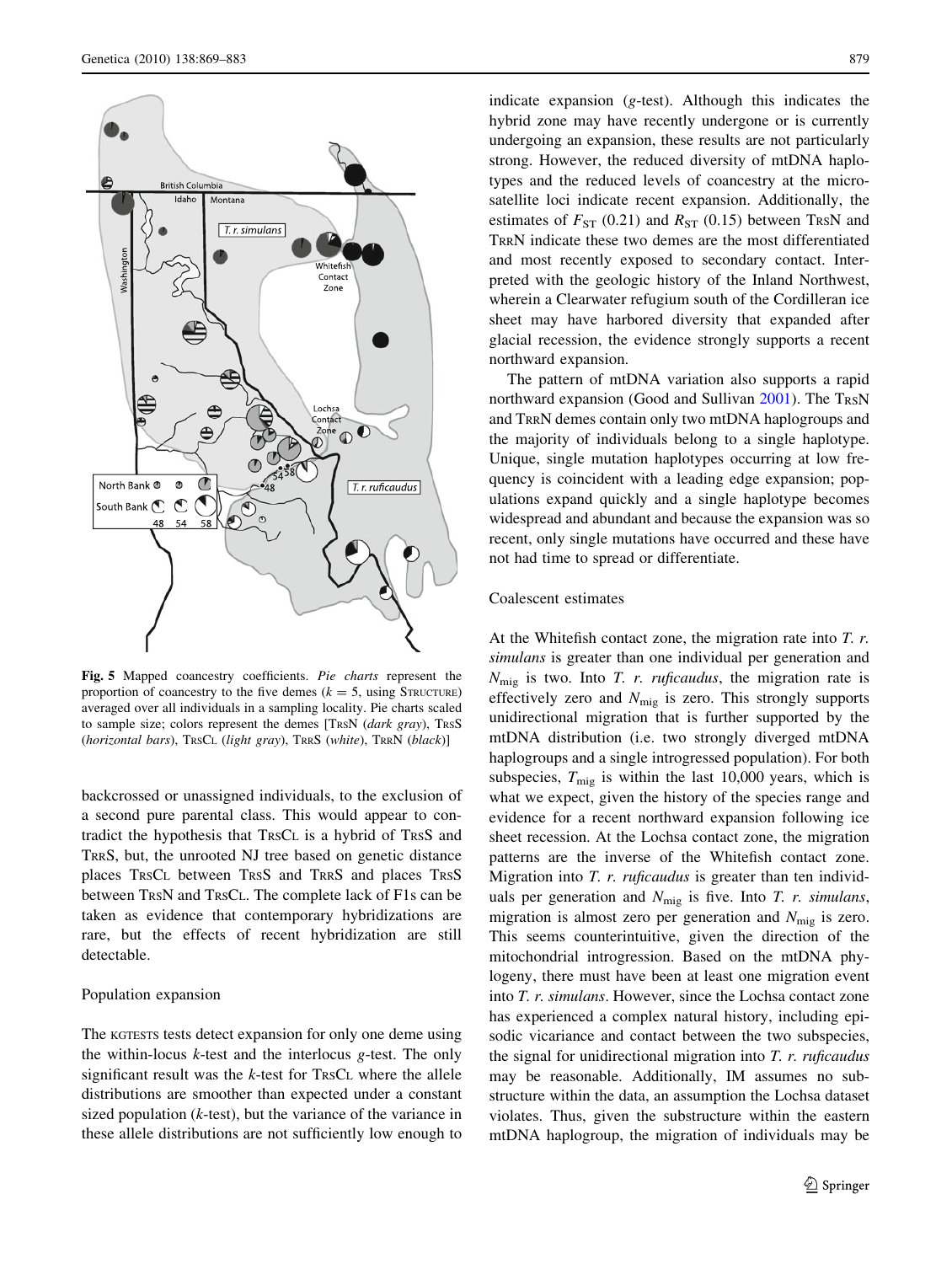British Columbia

Idaho

Montana

Washington

*T. r. simulans*

Whitefish Contact Zone

Lochsa Contact Zone

*T. r. ruficaudus*

North Bank

South Bank

48 54 58

48

54

58

**Fig. 5** Mapped coancestry coefficients. *Pie charts* represent the proportion of coancestry to the five demes ($k = 5$, using STRUCTURE) averaged over all individuals in a sampling locality. Pie charts scaled to sample size; colors represent the demes [TRSN (*dark gray*), TRSS (*horizontal bars*), TRSCL (*light gray*), TRRS (*white*), TRRN (*black*)]

backcrossed or unassigned individuals, to the exclusion of a second pure parental class. This would appear to contradict the hypothesis that TRSCL is a hybrid of TRSS and TRRS, but, the unrooted NJ tree based on genetic distance places TRSCL between TRSS and TRRS and places TRSS between TRSN and TRSCL. The complete lack of F1s can be taken as evidence that contemporary hybridizations are rare, but the effects of recent hybridization are still detectable.

### Population expansion

The KGTESTS tests detect expansion for only one deme using the within-locus *k*-test and the interlocus *g*-test. The only significant result was the *k*-test for TRSCL where the allele distributions are smoother than expected under a constant sized population (*k*-test), but the variance of the variance in these allele distributions are not sufficiently low enough to indicate expansion (*g*-test). Although this indicates the hybrid zone may have recently undergone or is currently undergoing an expansion, these results are not particularly strong. However, the reduced diversity of mtDNA haplotypes and the reduced levels of coancestry at the microsatellite loci indicate recent expansion. Additionally, the estimates of $F_{ST}$ (0.21) and $R_{ST}$ (0.15) between TRSN and TRRN indicate these two demes are the most differentiated and most recently exposed to secondary contact. Interpreted with the geologic history of the Inland Northwest, wherein a Clearwater refugium south of the Cordilleran ice sheet may have harbored diversity that expanded after glacial recession, the evidence strongly supports a recent northward expansion.

The pattern of mtDNA variation also supports a rapid northward expansion (Good and Sullivan 2001). The TRSN and TRRN demes contain only two mtDNA haplogroups and the majority of individuals belong to a single haplotype. Unique, single mutation haplotypes occurring at low frequency is coincident with a leading edge expansion; populations expand quickly and a single haplotype becomes widespread and abundant and because the expansion was so recent, only single mutations have occurred and these have not had time to spread or differentiate.

### Coalescent estimates

At the Whitefish contact zone, the migration rate into *T. r. simulans* is greater than one individual per generation and $N_{mig}$ is two. Into *T. r. ruficaudus*, the migration rate is effectively zero and $N_{mig}$ is zero. This strongly supports unidirectional migration that is further supported by the mtDNA distribution (i.e. two strongly diverged mtDNA haplogroups and a single introgressed population). For both subspecies, $T_{mig}$ is within the last 10,000 years, which is what we expect, given the history of the species range and evidence for a recent northward expansion following ice sheet recession. At the Lochsa contact zone, the migration patterns are the inverse of the Whitefish contact zone. Migration into *T. r. ruficaudus* is greater than ten individuals per generation and $N_{mig}$ is five. Into *T. r. simulans*, migration is almost zero per generation and $N_{mig}$ is zero. This seems counterintuitive, given the direction of the mitochondrial introgression. Based on the mtDNA phylogeny, there must have been at least one migration event into *T. r. simulans*. However, since the Lochsa contact zone has experienced a complex natural history, including episodic vicariance and contact between the two subspecies, the signal for unidirectional migration into *T. r. ruficaudus* may be reasonable. Additionally, IM assumes no substructure within the data, an assumption the Lochsa dataset violates. Thus, given the substructure within the eastern mtDNA haplogroup, the migration of individuals may be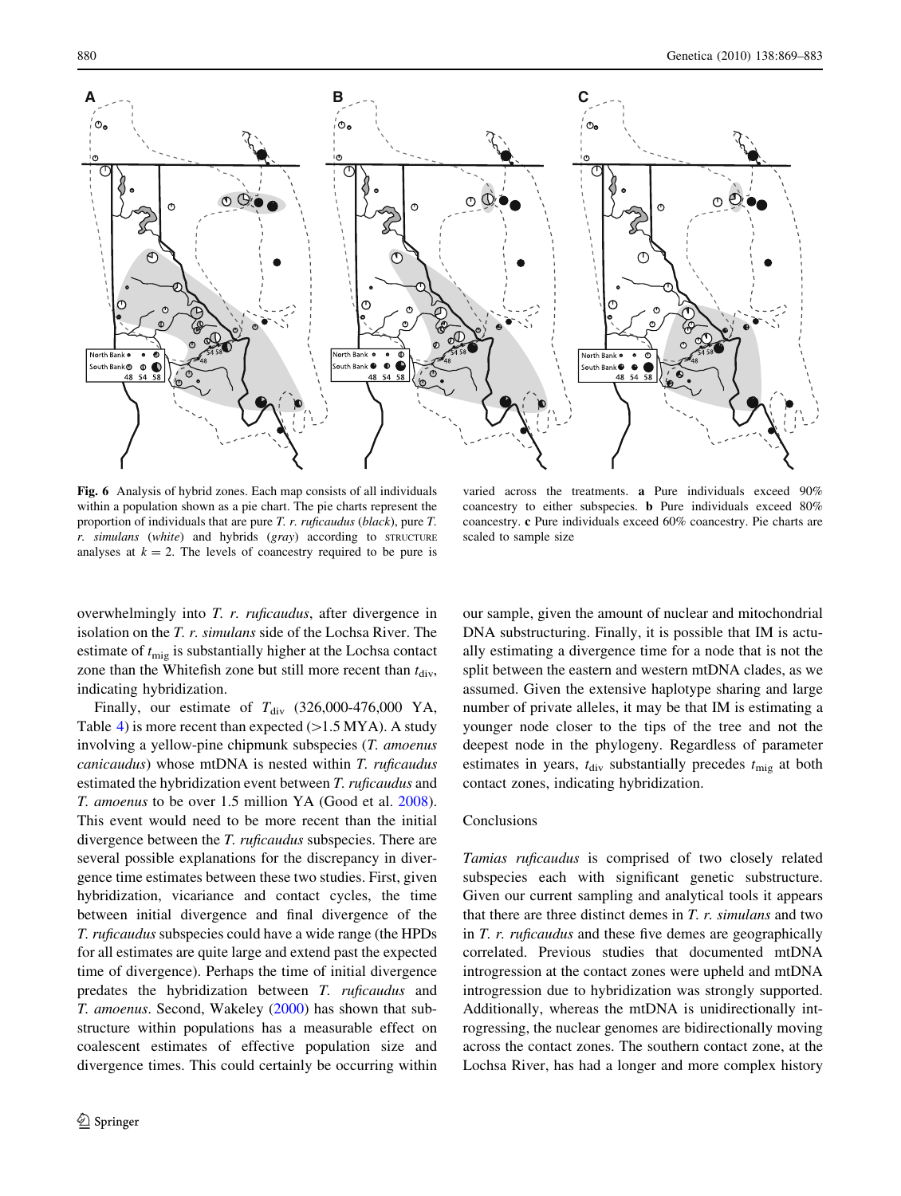A

North Bank
South Bank
48 54 58

B

North Bank
South Bank
48 54 58

C

North Bank
South Bank
48 54 58

**Fig. 6** Analysis of hybrid zones. Each map consists of all individuals within a population shown as a pie chart. The pie charts represent the proportion of individuals that are pure *T. r. ruficaudus* (*black*), pure *T. r. simulans* (*white*) and hybrids (*gray*) according to STRUCTURE analyses at $k = 2$. The levels of coancestry required to be pure is varied across the treatments. **a** Pure individuals exceed 90% coancestry to either subspecies. **b** Pure individuals exceed 80% coancestry. **c** Pure individuals exceed 60% coancestry. Pie charts are scaled to sample size

overwhelmingly into *T. r. ruficaudus*, after divergence in isolation on the *T. r. simulans* side of the Lochsa River. The estimate of $t_{mig}$ is substantially higher at the Lochsa contact zone than the Whitefish zone but still more recent than $t_{div}$, indicating hybridization.

Finally, our estimate of $T_{div}$ (326,000-476,000 YA, Table 4) is more recent than expected (>1.5 MYA). A study involving a yellow-pine chipmunk subspecies (*T. amoenus canicaudus*) whose mtDNA is nested within *T. ruficaudus* estimated the hybridization event between *T. ruficaudus* and *T. amoenus* to be over 1.5 million YA (Good et al. 2008). This event would need to be more recent than the initial divergence between the *T. ruficaudus* subspecies. There are several possible explanations for the discrepancy in divergence time estimates between these two studies. First, given hybridization, vicariance and contact cycles, the time between initial divergence and final divergence of the *T. ruficaudus* subspecies could have a wide range (the HPDs for all estimates are quite large and extend past the expected time of divergence). Perhaps the time of initial divergence predates the hybridization between *T. ruficaudus* and *T. amoenus*. Second, Wakeley (2000) has shown that substructure within populations has a measurable effect on coalescent estimates of effective population size and divergence times. This could certainly be occurring within our sample, given the amount of nuclear and mitochondrial DNA substructuring. Finally, it is possible that IM is actually estimating a divergence time for a node that is not the split between the eastern and western mtDNA clades, as we assumed. Given the extensive haplotype sharing and large number of private alleles, it may be that IM is estimating a younger node closer to the tips of the tree and not the deepest node in the phylogeny. Regardless of parameter estimates in years, $t_{div}$ substantially precedes $t_{mig}$ at both contact zones, indicating hybridization.

## Conclusions

*Tamias ruficaudus* is comprised of two closely related subspecies each with significant genetic substructure. Given our current sampling and analytical tools it appears that there are three distinct demes in *T. r. simulans* and two in *T. r. ruficaudus* and these five demes are geographically correlated. Previous studies that documented mtDNA introgression at the contact zones were upheld and mtDNA introgression due to hybridization was strongly supported. Additionally, whereas the mtDNA is unidirectionally introgressing, the nuclear genomes are bidirectionally moving across the contact zones. The southern contact zone, at the Lochsa River, has had a longer and more complex history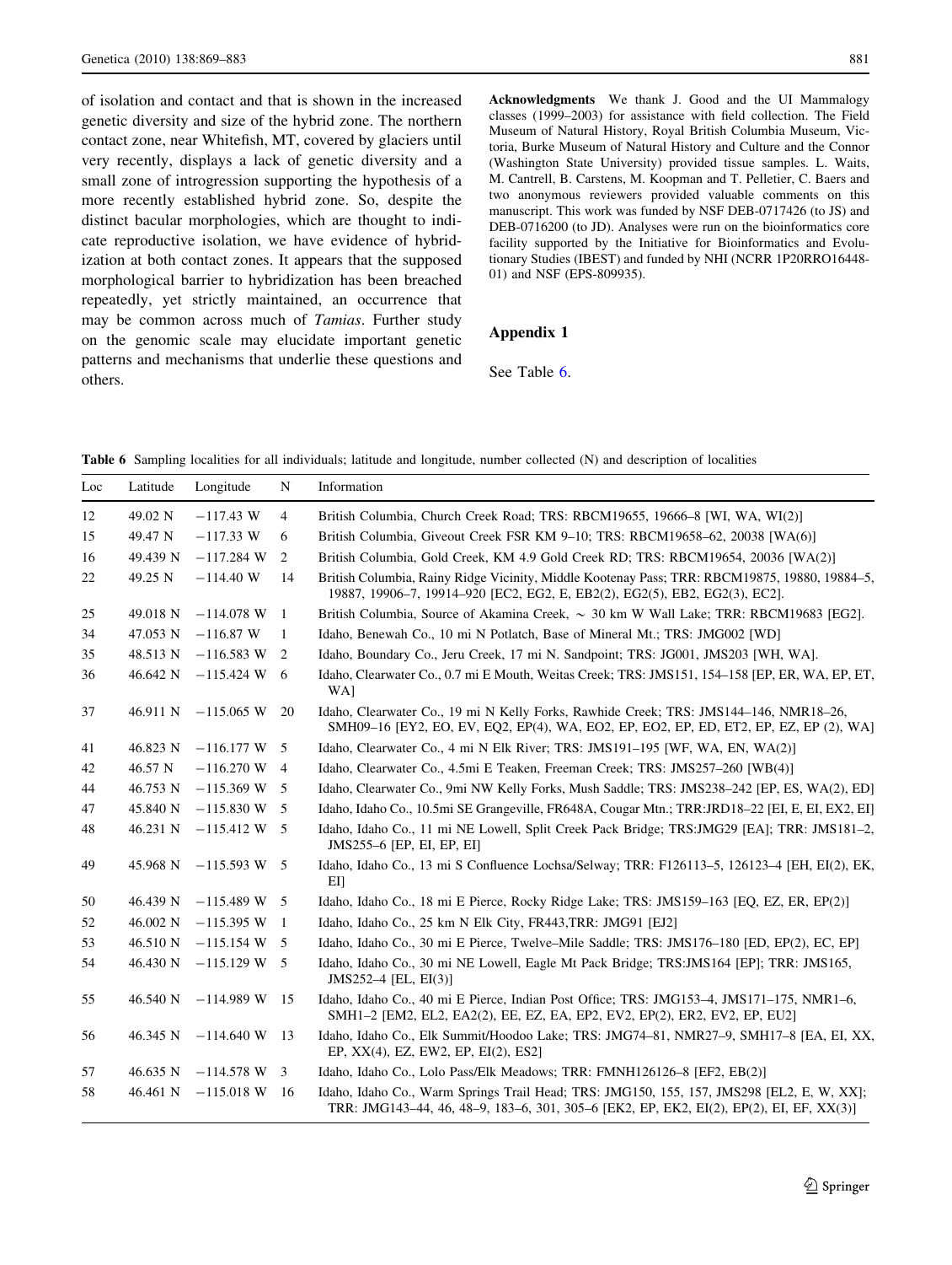of isolation and contact and that is shown in the increased genetic diversity and size of the hybrid zone. The northern contact zone, near Whitefish, MT, covered by glaciers until very recently, displays a lack of genetic diversity and a small zone of introgression supporting the hypothesis of a more recently established hybrid zone. So, despite the distinct bacular morphologies, which are thought to indicate reproductive isolation, we have evidence of hybridization at both contact zones. It appears that the supposed morphological barrier to hybridization has been breached repeatedly, yet strictly maintained, an occurrence that may be common across much of *Tamias*. Further study on the genomic scale may elucidate important genetic patterns and mechanisms that underlie these questions and others.

**Acknowledgments** We thank J. Good and the UI Mammalogy classes (1999–2003) for assistance with field collection. The Field Museum of Natural History, Royal British Columbia Museum, Victoria, Burke Museum of Natural History and Culture and the Connor (Washington State University) provided tissue samples. L. Waits, M. Cantrell, B. Carstens, M. Koopman and T. Pelletier, C. Baers and two anonymous reviewers provided valuable comments on this manuscript. This work was funded by NSF DEB-0717426 (to JS) and DEB-0716200 (to JD). Analyses were run on the bioinformatics core facility supported by the Initiative for Bioinformatics and Evolutionary Studies (IBEST) and funded by NHI (NCRR 1P20RRO16448-01) and NSF (EPS-809935).

## Appendix 1

See Table 6.

**Table 6** Sampling localities for all individuals; latitude and longitude, number collected (N) and description of localities

| Loc | Latitude | Longitude | N | Information |
|---|---|---|---|---|
| 12 | 49.02 N | −117.43 W | 4 | British Columbia, Church Creek Road; TRS: RBCM19655, 19666–8 [WI, WA, WI(2)] |
| 15 | 49.47 N | −117.33 W | 6 | British Columbia, Giveout Creek FSR KM 9–10; TRS: RBCM19658–62, 20038 [WA(6)] |
| 16 | 49.439 N | −117.284 W | 2 | British Columbia, Gold Creek, KM 4.9 Gold Creek RD; TRS: RBCM19654, 20036 [WA(2)] |
| 22 | 49.25 N | −114.40 W | 14 | British Columbia, Rainy Ridge Vicinity, Middle Kootenay Pass; TRR: RBCM19875, 19880, 19884–5, 19887, 19906–7, 19914–920 [EC2, EG2, E, EB2(2), EG2(5), EB2, EG2(3), EC2]. |
| 25 | 49.018 N | −114.078 W | 1 | British Columbia, Source of Akamina Creek, ∼ 30 km W Wall Lake; TRR: RBCM19683 [EG2]. |
| 34 | 47.053 N | −116.87 W | 1 | Idaho, Benewah Co., 10 mi N Potlatch, Base of Mineral Mt.; TRS: JMG002 [WD] |
| 35 | 48.513 N | −116.583 W | 2 | Idaho, Boundary Co., Jeru Creek, 17 mi N. Sandpoint; TRS: JG001, JMS203 [WH, WA]. |
| 36 | 46.642 N | −115.424 W | 6 | Idaho, Clearwater Co., 0.7 mi E Mouth, Weitas Creek; TRS: JMS151, 154–158 [EP, ER, WA, EP, ET, WA] |
| 37 | 46.911 N | −115.065 W | 20 | Idaho, Clearwater Co., 19 mi N Kelly Forks, Rawhide Creek; TRS: JMS144–146, NMR18–26, SMH09–16 [EY2, EO, EV, EQ2, EP(4), WA, EO2, EP, EO2, EP, ED, ET2, EP, EZ, EP (2), WA] |
| 41 | 46.823 N | −116.177 W | 5 | Idaho, Clearwater Co., 4 mi N Elk River; TRS: JMS191–195 [WF, WA, EN, WA(2)] |
| 42 | 46.57 N | −116.270 W | 4 | Idaho, Clearwater Co., 4.5mi E Teaken, Freeman Creek; TRS: JMS257–260 [WB(4)] |
| 44 | 46.753 N | −115.369 W | 5 | Idaho, Clearwater Co., 9mi NW Kelly Forks, Mush Saddle; TRS: JMS238–242 [EP, ES, WA(2), ED] |
| 47 | 45.840 N | −115.830 W | 5 | Idaho, Idaho Co., 10.5mi SE Grangeville, FR648A, Cougar Mtn.; TRR:JRD18–22 [EI, E, EI, EX2, EI] |
| 48 | 46.231 N | −115.412 W | 5 | Idaho, Idaho Co., 11 mi NE Lowell, Split Creek Pack Bridge; TRS:JMG29 [EA]; TRR: JMS181–2, JMS255–6 [EP, EI, EP, EI] |
| 49 | 45.968 N | −115.593 W | 5 | Idaho, Idaho Co., 13 mi S Confluence Lochsa/Selway; TRR: F126113–5, 126123–4 [EH, EI(2), EK, EI] |
| 50 | 46.439 N | −115.489 W | 5 | Idaho, Idaho Co., 18 mi E Pierce, Rocky Ridge Lake; TRS: JMS159–163 [EQ, EZ, ER, EP(2)] |
| 52 | 46.002 N | −115.395 W | 1 | Idaho, Idaho Co., 25 km N Elk City, FR443,TRR: JMG91 [EJ2] |
| 53 | 46.510 N | −115.154 W | 5 | Idaho, Idaho Co., 30 mi E Pierce, Twelve–Mile Saddle; TRS: JMS176–180 [ED, EP(2), EC, EP] |
| 54 | 46.430 N | −115.129 W | 5 | Idaho, Idaho Co., 30 mi NE Lowell, Eagle Mt Pack Bridge; TRS:JMS164 [EP]; TRR: JMS165, JMS252–4 [EL, EI(3)] |
| 55 | 46.540 N | −114.989 W | 15 | Idaho, Idaho Co., 40 mi E Pierce, Indian Post Office; TRS: JMG153–4, JMS171–175, NMR1–6, SMH1–2 [EM2, EL2, EA2(2), EE, EZ, EA, EP2, EV2, EP(2), ER2, EV2, EP, EU2] |
| 56 | 46.345 N | −114.640 W | 13 | Idaho, Idaho Co., Elk Summit/Hoodoo Lake; TRS: JMG74–81, NMR27–9, SMH17–8 [EA, EI, XX, EP, XX(4), EZ, EW2, EP, EI(2), ES2] |
| 57 | 46.635 N | −114.578 W | 3 | Idaho, Idaho Co., Lolo Pass/Elk Meadows; TRR: FMNH126126–8 [EF2, EB(2)] |
| 58 | 46.461 N | −115.018 W | 16 | Idaho, Idaho Co., Warm Springs Trail Head; TRS: JMG150, 155, 157, JMS298 [EL2, E, W, XX]; TRR: JMG143–44, 46, 48–9, 183–6, 301, 305–6 [EK2, EP, EK2, EI(2), EP(2), EI, EF, XX(3)] |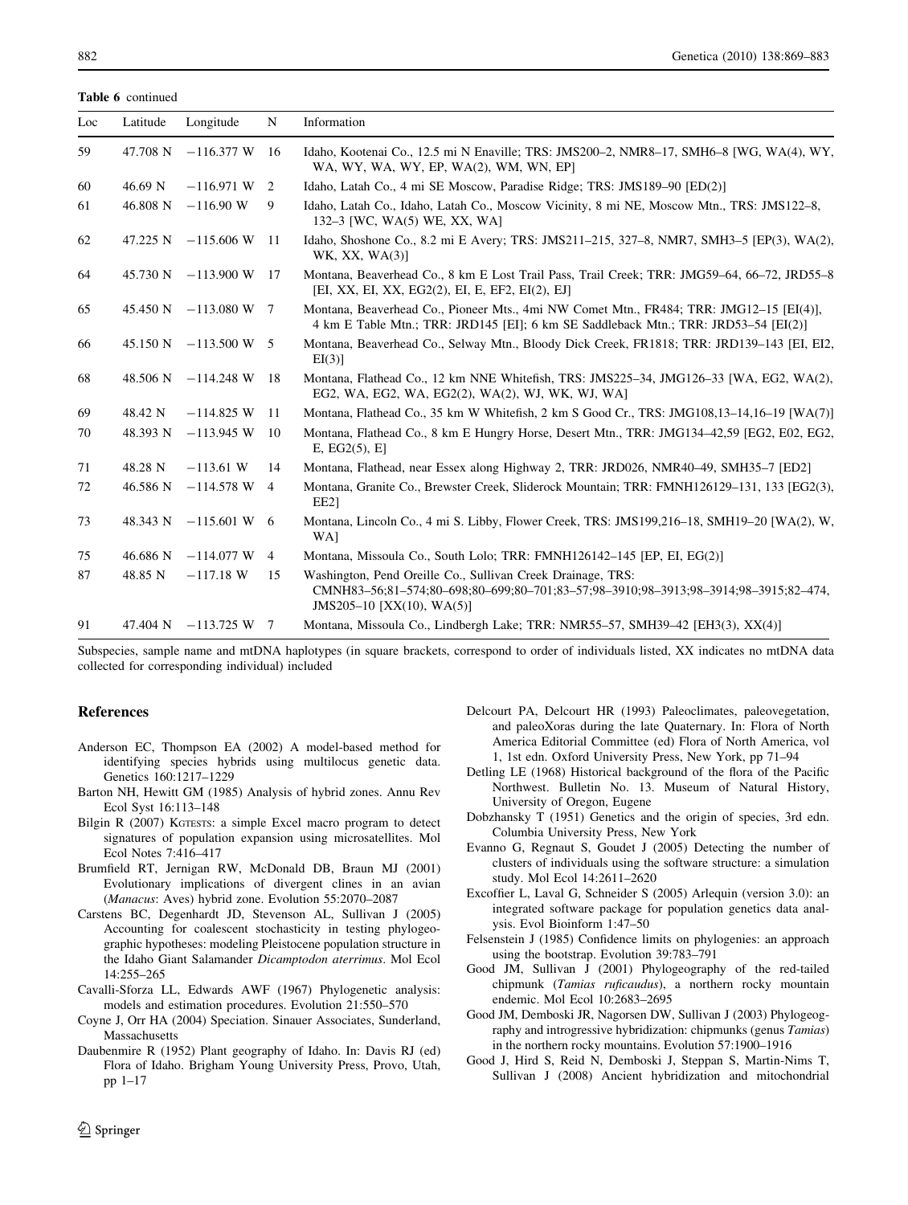**Table 6** continued

| Loc | Latitude | Longitude | N | Information |
|---|---|---|---|---|
| 59 | 47.708 N | −116.377 W | 16 | Idaho, Kootenai Co., 12.5 mi N Enaville; TRS: JMS200–2, NMR8–17, SMH6–8 [WG, WA(4), WY, WA, WY, WA, WY, EP, WA(2), WM, WN, EP] |
| 60 | 46.69 N | −116.971 W | 2 | Idaho, Latah Co., 4 mi SE Moscow, Paradise Ridge; TRS: JMS189–90 [ED(2)] |
| 61 | 46.808 N | −116.90 W | 9 | Idaho, Latah Co., Idaho, Latah Co., Moscow Vicinity, 8 mi NE, Moscow Mtn., TRS: JMS122–8, 132–3 [WC, WA(5) WE, XX, WA] |
| 62 | 47.225 N | −115.606 W | 11 | Idaho, Shoshone Co., 8.2 mi E Avery; TRS: JMS211–215, 327–8, NMR7, SMH3–5 [EP(3), WA(2), WK, XX, WA(3)] |
| 64 | 45.730 N | −113.900 W | 17 | Montana, Beaverhead Co., 8 km E Lost Trail Pass, Trail Creek; TRR: JMG59–64, 66–72, JRD55–8 [EI, XX, EI, XX, EG2(2), EI, E, EF2, EI(2), EJ] |
| 65 | 45.450 N | −113.080 W | 7 | Montana, Beaverhead Co., Pioneer Mts., 4mi NW Comet Mtn., FR484; TRR: JMG12–15 [EI(4)], 4 km E Table Mtn.; TRR: JRD145 [EI]; 6 km SE Saddleback Mtn.; TRR: JRD53–54 [EI(2)] |
| 66 | 45.150 N | −113.500 W | 5 | Montana, Beaverhead Co., Selway Mtn., Bloody Dick Creek, FR1818; TRR: JRD139–143 [EI, EI2, EI(3)] |
| 68 | 48.506 N | −114.248 W | 18 | Montana, Flathead Co., 12 km NNE Whitefish, TRS: JMS225–34, JMG126–33 [WA, EG2, WA(2), EG2, WA, EG2, WA, EG2(2), WA(2), WJ, WK, WJ, WA] |
| 69 | 48.42 N | −114.825 W | 11 | Montana, Flathead Co., 35 km W Whitefish, 2 km S Good Cr., TRS: JMG108,13–14,16–19 [WA(7)] |
| 70 | 48.393 N | −113.945 W | 10 | Montana, Flathead Co., 8 km E Hungry Horse, Desert Mtn., TRR: JMG134–42,59 [EG2, E02, EG2, E, EG2(5), E] |
| 71 | 48.28 N | −113.61 W | 14 | Montana, Flathead, near Essex along Highway 2, TRR: JRD026, NMR40–49, SMH35–7 [ED2] |
| 72 | 46.586 N | −114.578 W | 4 | Montana, Granite Co., Brewster Creek, Sliderock Mountain; TRR: FMNH126129–131, 133 [EG2(3), EE2] |
| 73 | 48.343 N | −115.601 W | 6 | Montana, Lincoln Co., 4 mi S. Libby, Flower Creek, TRS: JMS199,216–18, SMH19–20 [WA(2), W, WA] |
| 75 | 46.686 N | −114.077 W | 4 | Montana, Missoula Co., South Lolo; TRR: FMNH126142–145 [EP, EI, EG(2)] |
| 87 | 48.85 N | −117.18 W | 15 | Washington, Pend Oreille Co., Sullivan Creek Drainage, TRS: CMNH83–56;81–574;80–698;80–699;80–701;83–57;98–3910;98–3913;98–3914;98–3915;82–474, JMS205–10 [XX(10), WA(5)] |
| 91 | 47.404 N | −113.725 W | 7 | Montana, Missoula Co., Lindbergh Lake; TRR: NMR55–57, SMH39–42 [EH3(3), XX(4)] |

Subspecies, sample name and mtDNA haplotypes (in square brackets, correspond to order of individuals listed, XX indicates no mtDNA data collected for corresponding individual) included

## References

Anderson EC, Thompson EA (2002) A model-based method for identifying species hybrids using multilocus genetic data. Genetics 160:1217–1229

Barton NH, Hewitt GM (1985) Analysis of hybrid zones. Annu Rev Ecol Syst 16:113–148

Bilgin R (2007) KGTESTS: a simple Excel macro program to detect signatures of population expansion using microsatellites. Mol Ecol Notes 7:416–417

Brumfield RT, Jernigan RW, McDonald DB, Braun MJ (2001) Evolutionary implications of divergent clines in an avian (*Manacus*: Aves) hybrid zone. Evolution 55:2070–2087

Carstens BC, Degenhardt JD, Stevenson AL, Sullivan J (2005) Accounting for coalescent stochasticity in testing phylogeographic hypotheses: modeling Pleistocene population structure in the Idaho Giant Salamander *Dicamptodon aterrimus*. Mol Ecol 14:255–265

Cavalli-Sforza LL, Edwards AWF (1967) Phylogenetic analysis: models and estimation procedures. Evolution 21:550–570

Coyne J, Orr HA (2004) Speciation. Sinauer Associates, Sunderland, Massachusetts

Daubenmire R (1952) Plant geography of Idaho. In: Davis RJ (ed) Flora of Idaho. Brigham Young University Press, Provo, Utah, pp 1–17

Delcourt PA, Delcourt HR (1993) Paleoclimates, paleovegetation, and paleoXoras during the late Quaternary. In: Flora of North America Editorial Committee (ed) Flora of North America, vol 1, 1st edn. Oxford University Press, New York, pp 71–94

Detling LE (1968) Historical background of the flora of the Pacific Northwest. Bulletin No. 13. Museum of Natural History, University of Oregon, Eugene

Dobzhansky T (1951) Genetics and the origin of species, 3rd edn. Columbia University Press, New York

Evanno G, Regnaut S, Goudet J (2005) Detecting the number of clusters of individuals using the software structure: a simulation study. Mol Ecol 14:2611–2620

Excoffier L, Laval G, Schneider S (2005) Arlequin (version 3.0): an integrated software package for population genetics data analysis. Evol Bioinform 1:47–50

Felsenstein J (1985) Confidence limits on phylogenies: an approach using the bootstrap. Evolution 39:783–791

Good JM, Sullivan J (2001) Phylogeography of the red-tailed chipmunk (*Tamias ruficaudus*), a northern rocky mountain endemic. Mol Ecol 10:2683–2695

Good JM, Demboski JR, Nagorsen DW, Sullivan J (2003) Phylogeography and introgressive hybridization: chipmunks (genus *Tamias*) in the northern rocky mountains. Evolution 57:1900–1916

Good J, Hird S, Reid N, Demboski J, Steppan S, Martin-Nims T, Sullivan J (2008) Ancient hybridization and mitochondrial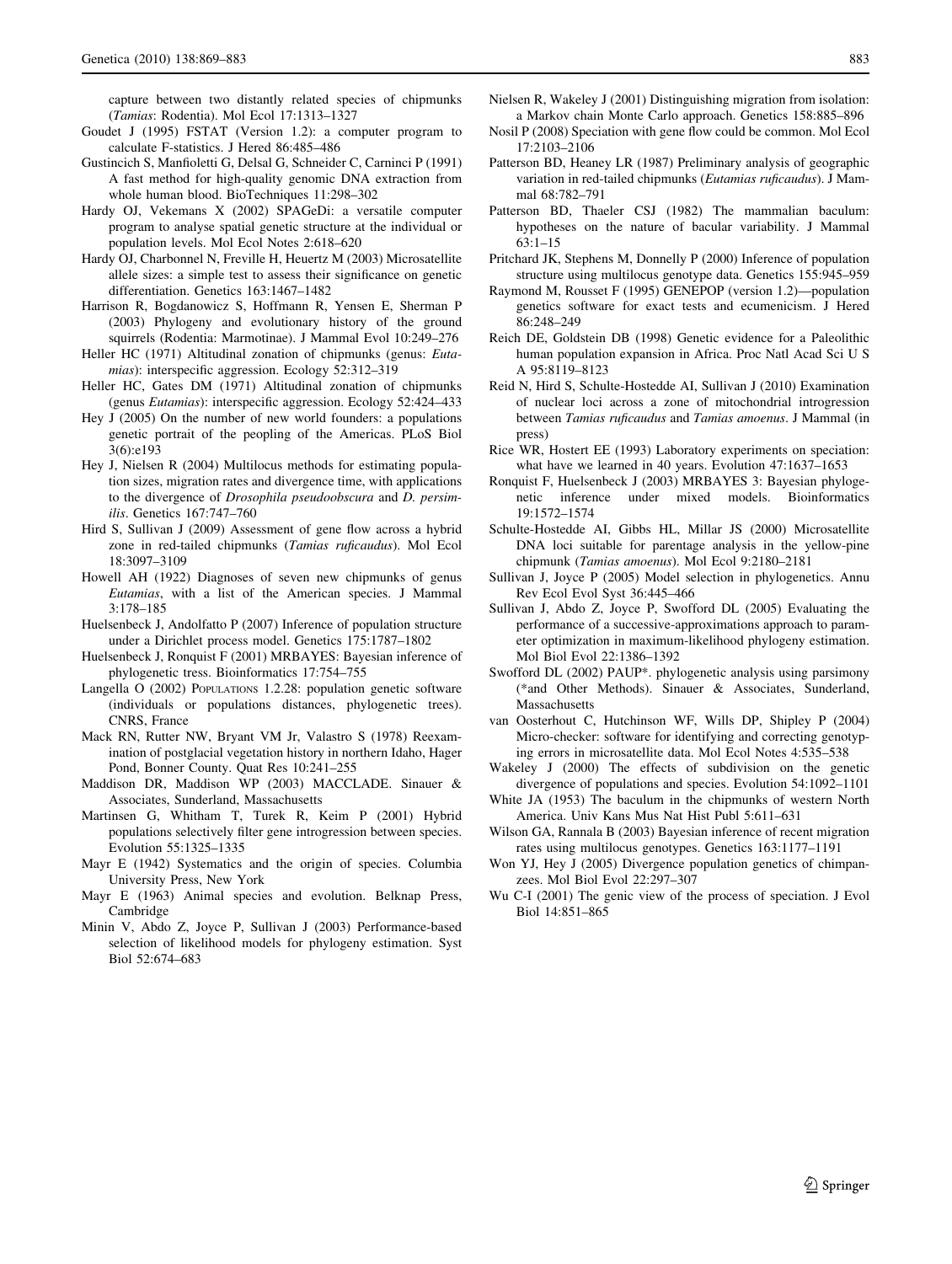capture between two distantly related species of chipmunks (*Tamias*: Rodentia). Mol Ecol 17:1313–1327

Goudet J (1995) FSTAT (Version 1.2): a computer program to calculate F-statistics. J Hered 86:485–486

Gustincich S, Manfioletti G, Delsal G, Schneider C, Carninci P (1991) A fast method for high-quality genomic DNA extraction from whole human blood. BioTechniques 11:298–302

Hardy OJ, Vekemans X (2002) SPAGeDi: a versatile computer program to analyse spatial genetic structure at the individual or population levels. Mol Ecol Notes 2:618–620

Hardy OJ, Charbonnel N, Freville H, Heuertz M (2003) Microsatellite allele sizes: a simple test to assess their significance on genetic differentiation. Genetics 163:1467–1482

Harrison R, Bogdanowicz S, Hoffmann R, Yensen E, Sherman P (2003) Phylogeny and evolutionary history of the ground squirrels (Rodentia: Marmotinae). J Mammal Evol 10:249–276

Heller HC (1971) Altitudinal zonation of chipmunks (genus: *Eutamias*): interspecific aggression. Ecology 52:312–319

Heller HC, Gates DM (1971) Altitudinal zonation of chipmunks (genus *Eutamias*): interspecific aggression. Ecology 52:424–433

Hey J (2005) On the number of new world founders: a populations genetic portrait of the peopling of the Americas. PLoS Biol 3(6):e193

Hey J, Nielsen R (2004) Multilocus methods for estimating population sizes, migration rates and divergence time, with applications to the divergence of *Drosophila pseudoobscura* and *D. persimilis*. Genetics 167:747–760

Hird S, Sullivan J (2009) Assessment of gene flow across a hybrid zone in red-tailed chipmunks (*Tamias ruficaudus*). Mol Ecol 18:3097–3109

Howell AH (1922) Diagnoses of seven new chipmunks of genus *Eutamias*, with a list of the American species. J Mammal 3:178–185

Huelsenbeck J, Andolfatto P (2007) Inference of population structure under a Dirichlet process model. Genetics 175:1787–1802

Huelsenbeck J, Ronquist F (2001) MRBAYES: Bayesian inference of phylogenetic tress. Bioinformatics 17:754–755

Langella O (2002) POPULATIONS 1.2.28: population genetic software (individuals or populations distances, phylogenetic trees). CNRS, France

Mack RN, Rutter NW, Bryant VM Jr, Valastro S (1978) Reexamination of postglacial vegetation history in northern Idaho, Hager Pond, Bonner County. Quat Res 10:241–255

Maddison DR, Maddison WP (2003) MACCLADE. Sinauer & Associates, Sunderland, Massachusetts

Martinsen G, Whitham T, Turek R, Keim P (2001) Hybrid populations selectively filter gene introgression between species. Evolution 55:1325–1335

Mayr E (1942) Systematics and the origin of species. Columbia University Press, New York

Mayr E (1963) Animal species and evolution. Belknap Press, Cambridge

Minin V, Abdo Z, Joyce P, Sullivan J (2003) Performance-based selection of likelihood models for phylogeny estimation. Syst Biol 52:674–683

Nielsen R, Wakeley J (2001) Distinguishing migration from isolation: a Markov chain Monte Carlo approach. Genetics 158:885–896

Nosil P (2008) Speciation with gene flow could be common. Mol Ecol 17:2103–2106

Patterson BD, Heaney LR (1987) Preliminary analysis of geographic variation in red-tailed chipmunks (*Eutamias ruficaudus*). J Mammal 68:782–791

Patterson BD, Thaeler CSJ (1982) The mammalian baculum: hypotheses on the nature of bacular variability. J Mammal 63:1–15

Pritchard JK, Stephens M, Donnelly P (2000) Inference of population structure using multilocus genotype data. Genetics 155:945–959

Raymond M, Rousset F (1995) GENEPOP (version 1.2)—population genetics software for exact tests and ecumenicism. J Hered 86:248–249

Reich DE, Goldstein DB (1998) Genetic evidence for a Paleolithic human population expansion in Africa. Proc Natl Acad Sci U S A 95:8119–8123

Reid N, Hird S, Schulte-Hostedde AI, Sullivan J (2010) Examination of nuclear loci across a zone of mitochondrial introgression between *Tamias ruficaudus* and *Tamias amoenus*. J Mammal (in press)

Rice WR, Hostert EE (1993) Laboratory experiments on speciation: what have we learned in 40 years. Evolution 47:1637–1653

Ronquist F, Huelsenbeck J (2003) MRBAYES 3: Bayesian phylogenetic inference under mixed models. Bioinformatics 19:1572–1574

Schulte-Hostedde AI, Gibbs HL, Millar JS (2000) Microsatellite DNA loci suitable for parentage analysis in the yellow-pine chipmunk (*Tamias amoenus*). Mol Ecol 9:2180–2181

Sullivan J, Joyce P (2005) Model selection in phylogenetics. Annu Rev Ecol Evol Syst 36:445–466

Sullivan J, Abdo Z, Joyce P, Swofford DL (2005) Evaluating the performance of a successive-approximations approach to parameter optimization in maximum-likelihood phylogeny estimation. Mol Biol Evol 22:1386–1392

Swofford DL (2002) PAUP*. phylogenetic analysis using parsimony (*and Other Methods). Sinauer & Associates, Sunderland, Massachusetts

van Oosterhout C, Hutchinson WF, Wills DP, Shipley P (2004) Micro-checker: software for identifying and correcting genotyping errors in microsatellite data. Mol Ecol Notes 4:535–538

Wakeley J (2000) The effects of subdivision on the genetic divergence of populations and species. Evolution 54:1092–1101

White JA (1953) The baculum in the chipmunks of western North America. Univ Kans Mus Nat Hist Publ 5:611–631

Wilson GA, Rannala B (2003) Bayesian inference of recent migration rates using multilocus genotypes. Genetics 163:1177–1191

Won YJ, Hey J (2005) Divergence population genetics of chimpanzees. Mol Biol Evol 22:297–307

Wu C-I (2001) The genic view of the process of speciation. J Evol Biol 14:851–865